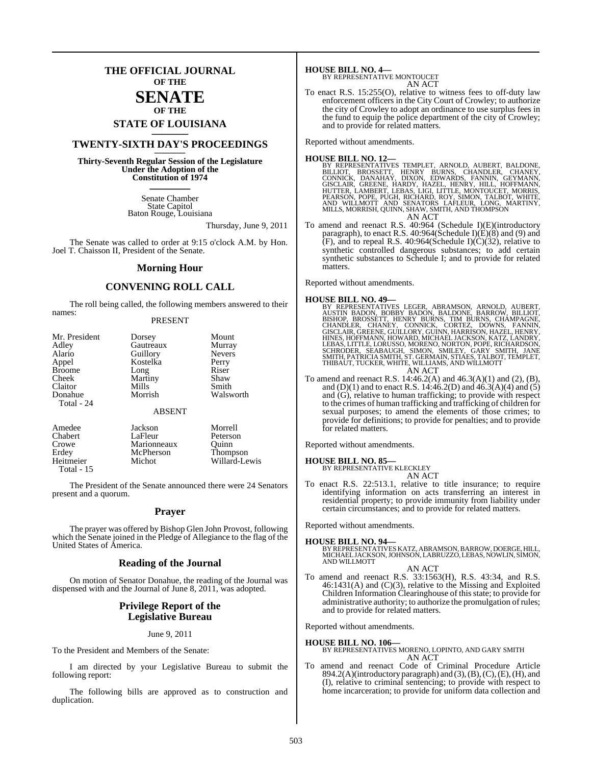# THE OFFICIAL JOURNAL OF THE SENATE OF THE STATE OF LOUISIANA

## TWENTY-SIXTH DAY'S PROCEEDINGS

**Thirty-Seventh Regular Session of the Legislature Under the Adoption of the Constitution of 1974**

Senate Chamber
State Capitol
Baton Rouge, Louisiana

Thursday, June 9, 2011

The Senate was called to order at 9:15 o'clock A.M. by Hon. Joel T. Chaisson II, President of the Senate.

## Morning Hour

## CONVENING ROLL CALL

The roll being called, the following members answered to their names:

PRESENT

| | | |
|---|---|---|
| Mr. President | Dorsey | Mount |
| Adley | Gautreaux | Murray |
| Alario | Guillory | Nevers |
| Appel | Kostelka | Perry |
| Broome | Long | Riser |
| Cheek | Martiny | Shaw |
| Claitor | Mills | Smith |
| Donahue | Morrish | Walsworth |
| Total - 24 | | |

ABSENT

| | | |
|---|---|---|
| Amedee | Jackson | Morrell |
| Chabert | LaFleur | Peterson |
| Crowe | Marionneaux | Quinn |
| Erdey | McPherson | Thompson |
| Heitmeier | Michot | Willard-Lewis |
| Total - 15 | | |

The President of the Senate announced there were 24 Senators present and a quorum.

## Prayer

The prayer was offered by Bishop Glen John Provost, following which the Senate joined in the Pledge of Allegiance to the flag of the United States of America.

## Reading of the Journal

On motion of Senator Donahue, the reading of the Journal was dispensed with and the Journal of June 8, 2011, was adopted.

## Privilege Report of the Legislative Bureau

June 9, 2011

To the President and Members of the Senate:

I am directed by your Legislative Bureau to submit the following report:

The following bills are approved as to construction and duplication.

**HOUSE BILL NO. 4—**
BY REPRESENTATIVE MONTOUCET
AN ACT

To enact R.S. 15:255(O), relative to witness fees to off-duty law enforcement officers in the City Court of Crowley; to authorize the city of Crowley to adopt an ordinance to use surplus fees in the fund to equip the police department of the city of Crowley; and to provide for related matters.

Reported without amendments.

**HOUSE BILL NO. 12—**
BY REPRESENTATIVES TEMPLET, ARNOLD, AUBERT, BALDONE, BILLIOT, BROSSETT, HENRY BURNS, CHANDLER, CHANEY, CONNICK, DANAHAY, DIXON, EDWARDS, FANNIN, GEYMANN, GISCLAIR, GREENE, HARDY, HAZEL, HENRY, HILL, HOFFMANN, HUTTER, LAMBERT, LEBAS, LIGI, LITTLE, MONTOUCET, MORRIS, PEARSON, POPE, PUGH, RICHARD, ROY, SIMON, TALBOT, WHITE, AND WILLMOTT AND SENATORS LAFLEUR, LONG, MARTINY, MILLS, MORRISH, QUINN, SHAW, SMITH, AND THOMPSON
AN ACT

To amend and reenact R.S. 40:964 (Schedule I)(E)(introductory paragraph), to enact R.S. 40:964(Schedule I)(E)(8) and (9) and (F), and to repeal R.S. 40:964(Schedule I)(C)(32), relative to synthetic controlled dangerous substances; to add certain synthetic substances to Schedule I; and to provide for related matters.

Reported without amendments.

**HOUSE BILL NO. 49—**
BY REPRESENTATIVES LEGER, ABRAMSON, ARNOLD, AUBERT, AUSTIN BADON, BOBBY BADON, BALDONE, BARROW, BILLIOT, BISHOP, BROSSETT, HENRY BURNS, TIM BURNS, CHAMPAGNE, CHANDLER, CHANEY, CONNICK, CORTEZ, DOWNS, FANNIN, GISCLAIR, GREENE, GUILLORY, GUINN, HARRISON, HAZEL, HENRY, HINES, HOFFMANN, HOWARD, MICHAEL JACKSON, KATZ, LANDRY, LEBAS, LITTLE, LORUSSO, MORENO, NORTON, POPE, RICHARDSON, SCHRODER, SEABAUGH, SIMON, SMILEY, GARY SMITH, JANE SMITH, PATRICIA SMITH, ST. GERMAIN, STIAES, TALBOT, TEMPLET, THIBAUT, TUCKER, WHITE, WILLIAMS, AND WILLMOTT
AN ACT

To amend and reenact R.S. 14:46.2(A) and 46.3(A)(1) and (2), (B), and (D)(1) and to enact R.S. 14:46.2(D) and 46.3(A)(4) and (5) and (G), relative to human trafficking; to provide with respect to the crimes of human trafficking and trafficking of children for sexual purposes; to amend the elements of those crimes; to provide for definitions; to provide for penalties; and to provide for related matters.

Reported without amendments.

**HOUSE BILL NO. 85—**
BY REPRESENTATIVE KLECKLEY
AN ACT

To enact R.S. 22:513.1, relative to title insurance; to require identifying information on acts transferring an interest in residential property; to provide immunity from liability under certain circumstances; and to provide for related matters.

Reported without amendments.

**HOUSE BILL NO. 94—**
BY REPRESENTATIVES KATZ, ABRAMSON, BARROW, DOERGE, HILL, MICHAEL JACKSON, JOHNSON, LABRUZZO, LEBAS, NOWLIN, SIMON, AND WILLMOTT
AN ACT

To amend and reenact R.S. 33:1563(H), R.S. 43:34, and R.S. 46:1431(A) and (C)(3), relative to the Missing and Exploited Children Information Clearinghouse of this state; to provide for administrative authority; to authorize the promulgation of rules; and to provide for related matters.

Reported without amendments.

**HOUSE BILL NO. 106—**
BY REPRESENTATIVES MORENO, LOPINTO, AND GARY SMITH
AN ACT

To amend and reenact Code of Criminal Procedure Article 894.2(A)(introductory paragraph) and (3), (B), (C), (E), (H), and (I), relative to criminal sentencing; to provide with respect to home incarceration; to provide for uniform data collection and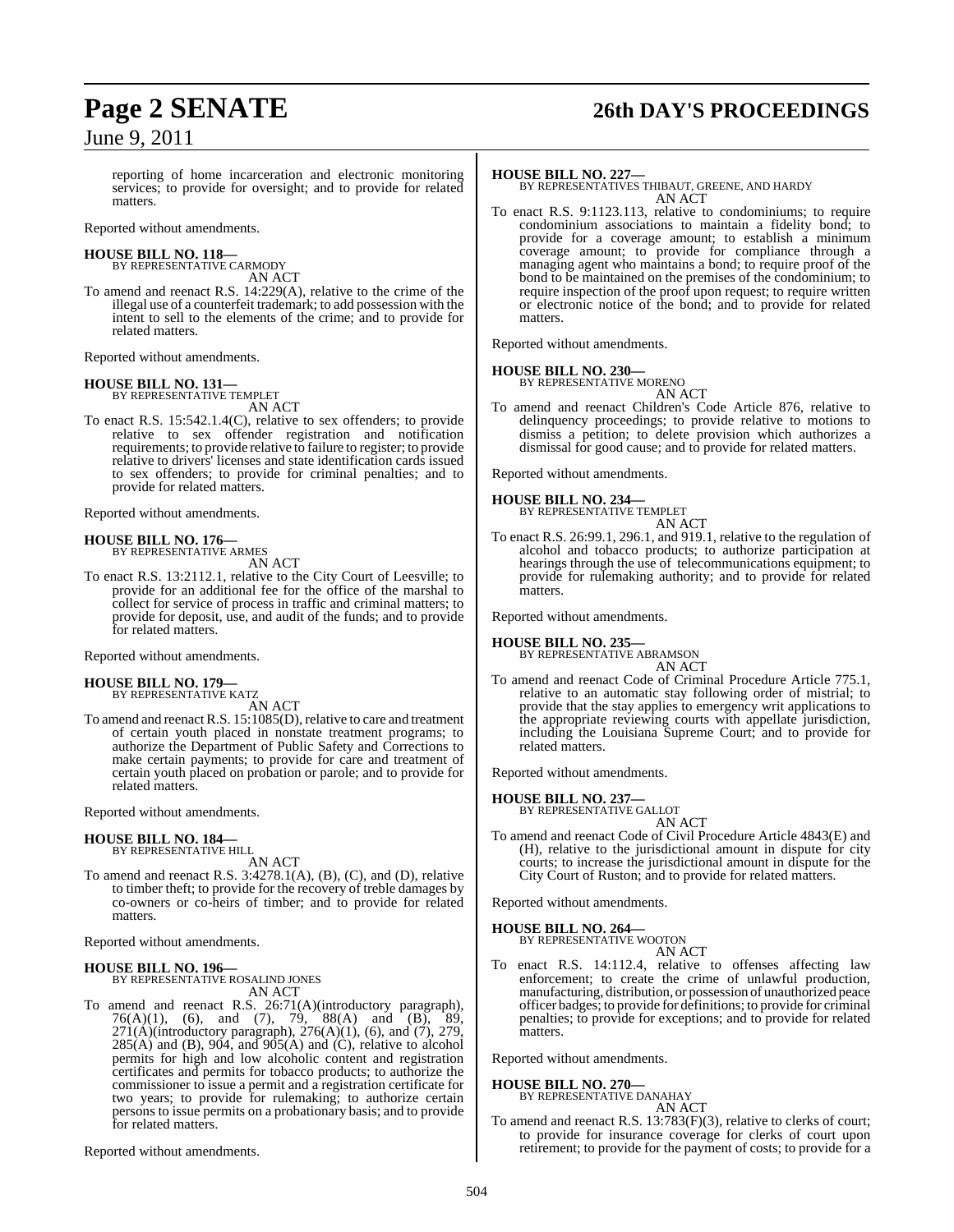reporting of home incarceration and electronic monitoring services; to provide for oversight; and to provide for related matters.

Reported without amendments.

**HOUSE BILL NO. 118—**
BY REPRESENTATIVE CARMODY
AN ACT

To amend and reenact R.S. 14:229(A), relative to the crime of the illegal use of a counterfeit trademark; to add possession with the intent to sell to the elements of the crime; and to provide for related matters.

Reported without amendments.

**HOUSE BILL NO. 131—**
BY REPRESENTATIVE TEMPLET
AN ACT

To enact R.S. 15:542.1.4(C), relative to sex offenders; to provide relative to sex offender registration and notification requirements; to provide relative to failure to register; to provide relative to drivers' licenses and state identification cards issued to sex offenders; to provide for criminal penalties; and to provide for related matters.

Reported without amendments.

**HOUSE BILL NO. 176—**
BY REPRESENTATIVE ARMES
AN ACT

To enact R.S. 13:2112.1, relative to the City Court of Leesville; to provide for an additional fee for the office of the marshal to collect for service of process in traffic and criminal matters; to provide for deposit, use, and audit of the funds; and to provide for related matters.

Reported without amendments.

**HOUSE BILL NO. 179—**
BY REPRESENTATIVE KATZ
AN ACT

To amend and reenact R.S. 15:1085(D), relative to care and treatment of certain youth placed in nonstate treatment programs; to authorize the Department of Public Safety and Corrections to make certain payments; to provide for care and treatment of certain youth placed on probation or parole; and to provide for related matters.

Reported without amendments.

**HOUSE BILL NO. 184—**
BY REPRESENTATIVE HILL
AN ACT

To amend and reenact R.S. 3:4278.1(A), (B), (C), and (D), relative to timber theft; to provide for the recovery of treble damages by co-owners or co-heirs of timber; and to provide for related matters.

Reported without amendments.

**HOUSE BILL NO. 196—**
BY REPRESENTATIVE ROSALIND JONES
AN ACT

To amend and reenact R.S. 26:71(A)(introductory paragraph), 76(A)(1), (6), and (7), 79, 88(A) and (B), 89, 271(A)(introductory paragraph), 276(A)(1), (6), and (7), 279, 285(A) and (B), 904, and 905(A) and (C), relative to alcohol permits for high and low alcoholic content and registration certificates and permits for tobacco products; to authorize the commissioner to issue a permit and a registration certificate for two years; to provide for rulemaking; to authorize certain persons to issue permits on a probationary basis; and to provide for related matters.

Reported without amendments.

**HOUSE BILL NO. 227—**
BY REPRESENTATIVES THIBAUT, GREENE, AND HARDY
AN ACT

To enact R.S. 9:1123.113, relative to condominiums; to require condominium associations to maintain a fidelity bond; to provide for a coverage amount; to establish a minimum coverage amount; to provide for compliance through a managing agent who maintains a bond; to require proof of the bond to be maintained on the premises of the condominium; to require inspection of the proof upon request; to require written or electronic notice of the bond; and to provide for related matters.

Reported without amendments.

**HOUSE BILL NO. 230—**
BY REPRESENTATIVE MORENO
AN ACT

To amend and reenact Children's Code Article 876, relative to delinquency proceedings; to provide relative to motions to dismiss a petition; to delete provision which authorizes a dismissal for good cause; and to provide for related matters.

Reported without amendments.

**HOUSE BILL NO. 234—**
BY REPRESENTATIVE TEMPLET
AN ACT

To enact R.S. 26:99.1, 296.1, and 919.1, relative to the regulation of alcohol and tobacco products; to authorize participation at hearings through the use of telecommunications equipment; to provide for rulemaking authority; and to provide for related matters.

Reported without amendments.

**HOUSE BILL NO. 235—**
BY REPRESENTATIVE ABRAMSON
AN ACT

To amend and reenact Code of Criminal Procedure Article 775.1, relative to an automatic stay following order of mistrial; to provide that the stay applies to emergency writ applications to the appropriate reviewing courts with appellate jurisdiction, including the Louisiana Supreme Court; and to provide for related matters.

Reported without amendments.

**HOUSE BILL NO. 237—**
BY REPRESENTATIVE GALLOT
AN ACT

To amend and reenact Code of Civil Procedure Article 4843(E) and (H), relative to the jurisdictional amount in dispute for city courts; to increase the jurisdictional amount in dispute for the City Court of Ruston; and to provide for related matters.

Reported without amendments.

**HOUSE BILL NO. 264—**
BY REPRESENTATIVE WOOTON
AN ACT

To enact R.S. 14:112.4, relative to offenses affecting law enforcement; to create the crime of unlawful production, manufacturing, distribution, or possession of unauthorized peace officer badges; to provide for definitions; to provide for criminal penalties; to provide for exceptions; and to provide for related matters.

Reported without amendments.

**HOUSE BILL NO. 270—**
BY REPRESENTATIVE DANAHAY
AN ACT

To amend and reenact R.S. 13:783(F)(3), relative to clerks of court; to provide for insurance coverage for clerks of court upon retirement; to provide for the payment of costs; to provide for a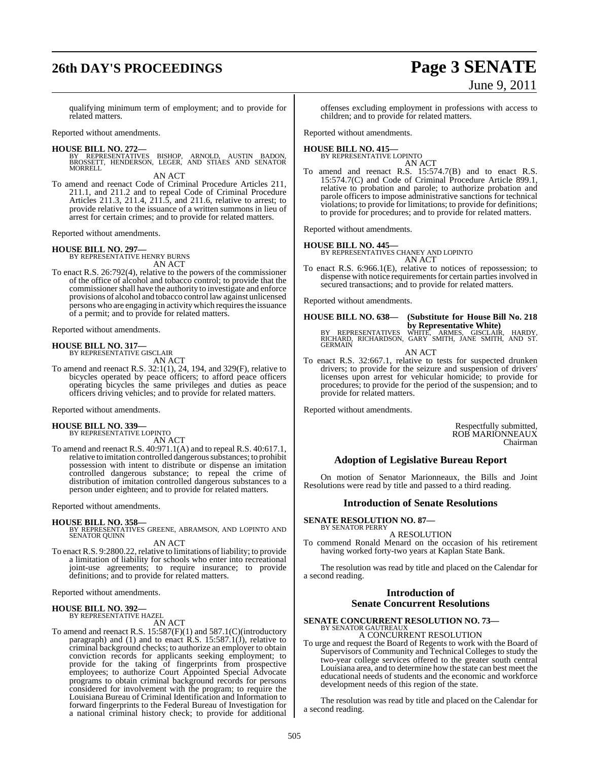qualifying minimum term of employment; and to provide for related matters.

Reported without amendments.

**HOUSE BILL NO. 272—**
BY REPRESENTATIVES BISHOP, ARNOLD, AUSTIN BADON, BROSSETT, HENDERSON, LEGER, AND STIAES AND SENATOR MORRELL
AN ACT

To amend and reenact Code of Criminal Procedure Articles 211, 211.1, and 211.2 and to repeal Code of Criminal Procedure Articles 211.3, 211.4, 211.5, and 211.6, relative to arrest; to provide relative to the issuance of a written summons in lieu of arrest for certain crimes; and to provide for related matters.

Reported without amendments.

**HOUSE BILL NO. 297—**
BY REPRESENTATIVE HENRY BURNS
AN ACT

To enact R.S. 26:792(4), relative to the powers of the commissioner of the office of alcohol and tobacco control; to provide that the commissioner shall have the authority to investigate and enforce provisions of alcohol and tobacco control law against unlicensed persons who are engaging in activity which requires the issuance of a permit; and to provide for related matters.

Reported without amendments.

**HOUSE BILL NO. 317—**
BY REPRESENTATIVE GISCLAIR
AN ACT

To amend and reenact R.S. 32:1(1), 24, 194, and 329(F), relative to bicycles operated by peace officers; to afford peace officers operating bicycles the same privileges and duties as peace officers driving vehicles; and to provide for related matters.

Reported without amendments.

**HOUSE BILL NO. 339—**
BY REPRESENTATIVE LOPINTO
AN ACT

To amend and reenact R.S. 40:971.1(A) and to repeal R.S. 40:617.1, relative to imitation controlled dangerous substances; to prohibit possession with intent to distribute or dispense an imitation controlled dangerous substance; to repeal the crime of distribution of imitation controlled dangerous substances to a person under eighteen; and to provide for related matters.

Reported without amendments.

**HOUSE BILL NO. 358—**
BY REPRESENTATIVES GREENE, ABRAMSON, AND LOPINTO AND SENATOR QUINN
AN ACT

To enact R.S. 9:2800.22, relative to limitations of liability; to provide a limitation of liability for schools who enter into recreational joint-use agreements; to require insurance; to provide definitions; and to provide for related matters.

Reported without amendments.

**HOUSE BILL NO. 392—**
BY REPRESENTATIVE HAZEL
AN ACT

To amend and reenact R.S. 15:587(F)(1) and 587.1(C)(introductory paragraph) and (1) and to enact R.S. 15:587.1(J), relative to criminal background checks; to authorize an employer to obtain conviction records for applicants seeking employment; to provide for the taking of fingerprints from prospective employees; to authorize Court Appointed Special Advocate programs to obtain criminal background records for persons considered for involvement with the program; to require the Louisiana Bureau of Criminal Identification and Information to forward fingerprints to the Federal Bureau of Investigation for a national criminal history check; to provide for additional offenses excluding employment in professions with access to children; and to provide for related matters.

Reported without amendments.

**HOUSE BILL NO. 415—**
BY REPRESENTATIVE LOPINTO
AN ACT

To amend and reenact R.S. 15:574.7(B) and to enact R.S. 15:574.7(C) and Code of Criminal Procedure Article 899.1, relative to probation and parole; to authorize probation and parole officers to impose administrative sanctions for technical violations; to provide for limitations; to provide for definitions; to provide for procedures; and to provide for related matters.

Reported without amendments.

**HOUSE BILL NO. 445—**
BY REPRESENTATIVES CHANEY AND LOPINTO
AN ACT

To enact R.S. 6:966.1(E), relative to notices of repossession; to dispense with notice requirements for certain parties involved in secured transactions; and to provide for related matters.

Reported without amendments.

**HOUSE BILL NO. 638— (Substitute for House Bill No. 218 by Representative White)**
BY REPRESENTATIVES WHITE, ARMES, GISCLAIR, HARDY, RICHARD, RICHARDSON, GARY SMITH, JANE SMITH, AND ST. GERMAIN
AN ACT

To enact R.S. 32:667.1, relative to tests for suspected drunken drivers; to provide for the seizure and suspension of drivers' licenses upon arrest for vehicular homicide; to provide for procedures; to provide for the period of the suspension; and to provide for related matters.

Reported without amendments.

Respectfully submitted,
ROB MARIONNEAUX
Chairman

## Adoption of Legislative Bureau Report

On motion of Senator Marionneaux, the Bills and Joint Resolutions were read by title and passed to a third reading.

## Introduction of Senate Resolutions

**SENATE RESOLUTION NO. 87—**
BY SENATOR PERRY
A RESOLUTION

To commend Ronald Menard on the occasion of his retirement having worked forty-two years at Kaplan State Bank.

The resolution was read by title and placed on the Calendar for a second reading.

## Introduction of Senate Concurrent Resolutions

**SENATE CONCURRENT RESOLUTION NO. 73—**
BY SENATOR GAUTREAUX
A CONCURRENT RESOLUTION

To urge and request the Board of Regents to work with the Board of Supervisors of Community and Technical Colleges to study the two-year college services offered to the greater south central Louisiana area, and to determine how the state can best meet the educational needs of students and the economic and workforce development needs of this region of the state.

The resolution was read by title and placed on the Calendar for a second reading.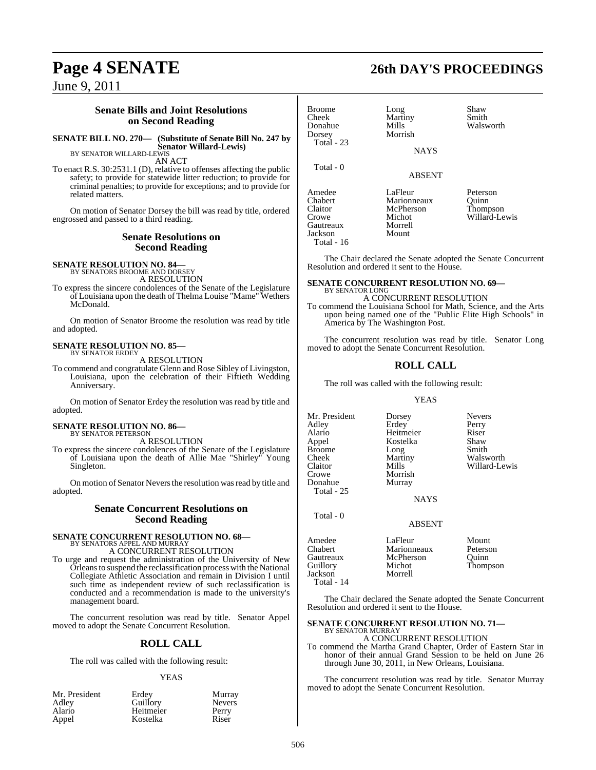## Senate Bills and Joint Resolutions on Second Reading

**SENATE BILL NO. 270— (Substitute of Senate Bill No. 247 by Senator Willard-Lewis)**
BY SENATOR WILLARD-LEWIS

AN ACT

To enact R.S. 30:2531.1 (D), relative to offenses affecting the public safety; to provide for statewide litter reduction; to provide for criminal penalties; to provide for exceptions; and to provide for related matters.

On motion of Senator Dorsey the bill was read by title, ordered engrossed and passed to a third reading.

## Senate Resolutions on Second Reading

**SENATE RESOLUTION NO. 84—**
BY SENATORS BROOME AND DORSEY

A RESOLUTION

To express the sincere condolences of the Senate of the Legislature of Louisiana upon the death of Thelma Louise "Mame" Wethers McDonald.

On motion of Senator Broome the resolution was read by title and adopted.

**SENATE RESOLUTION NO. 85—**
BY SENATOR ERDEY

A RESOLUTION

To commend and congratulate Glenn and Rose Sibley of Livingston, Louisiana, upon the celebration of their Fiftieth Wedding Anniversary.

On motion of Senator Erdey the resolution was read by title and adopted.

**SENATE RESOLUTION NO. 86—**
BY SENATOR PETERSON

A RESOLUTION

To express the sincere condolences of the Senate of the Legislature of Louisiana upon the death of Allie Mae "Shirley" Young Singleton.

On motion of Senator Nevers the resolution was read by title and adopted.

## Senate Concurrent Resolutions on Second Reading

**SENATE CONCURRENT RESOLUTION NO. 68—**
BY SENATORS APPEL AND MURRAY

A CONCURRENT RESOLUTION

To urge and request the administration of the University of New Orleans to suspend the reclassification process with the National Collegiate Athletic Association and remain in Division I until such time as independent review of such reclassification is conducted and a recommendation is made to the university's management board.

The concurrent resolution was read by title. Senator Appel moved to adopt the Senate Concurrent Resolution.

## ROLL CALL

The roll was called with the following result:

YEAS

| | | |
|---|---|---|
| Mr. President | Erdey | Murray |
| Adley | Guillory | Nevers |
| Alario | Heitmeier | Perry |
| Appel | Kostelka | Riser |
| Broome | Long | Shaw |
| Cheek | Martiny | Smith |
| Donahue | Mills | Walsworth |
| Dorsey | Morrish | |

Total - 23

NAYS

Total - 0

ABSENT

| | | |
|---|---|---|
| Amedee | LaFleur | Peterson |
| Chabert | Marionneaux | Quinn |
| Claitor | McPherson | Thompson |
| Crowe | Michot | Willard-Lewis |
| Gautreaux | Morrell | |
| Jackson | Mount | |

Total - 16

The Chair declared the Senate adopted the Senate Concurrent Resolution and ordered it sent to the House.

**SENATE CONCURRENT RESOLUTION NO. 69—**
BY SENATOR LONG

A CONCURRENT RESOLUTION

To commend the Louisiana School for Math, Science, and the Arts upon being named one of the "Public Elite High Schools" in America by The Washington Post.

The concurrent resolution was read by title. Senator Long moved to adopt the Senate Concurrent Resolution.

## ROLL CALL

The roll was called with the following result:

YEAS

| | | |
|---|---|---|
| Mr. President | Dorsey | Nevers |
| Adley | Erdey | Perry |
| Alario | Heitmeier | Riser |
| Appel | Kostelka | Shaw |
| Broome | Long | Smith |
| Cheek | Martiny | Walsworth |
| Claitor | Mills | Willard-Lewis |
| Crowe | Morrish | |
| Donahue | Murray | |

Total - 25

NAYS

Total - 0

ABSENT

| | | |
|---|---|---|
| Amedee | LaFleur | Mount |
| Chabert | Marionneaux | Peterson |
| Gautreaux | McPherson | Quinn |
| Guillory | Michot | Thompson |
| Jackson | Morrell | |

Total - 14

The Chair declared the Senate adopted the Senate Concurrent Resolution and ordered it sent to the House.

**SENATE CONCURRENT RESOLUTION NO. 71—**
BY SENATOR MURRAY

A CONCURRENT RESOLUTION

To commend the Martha Grand Chapter, Order of Eastern Star in honor of their annual Grand Session to be held on June 26 through June 30, 2011, in New Orleans, Louisiana.

The concurrent resolution was read by title. Senator Murray moved to adopt the Senate Concurrent Resolution.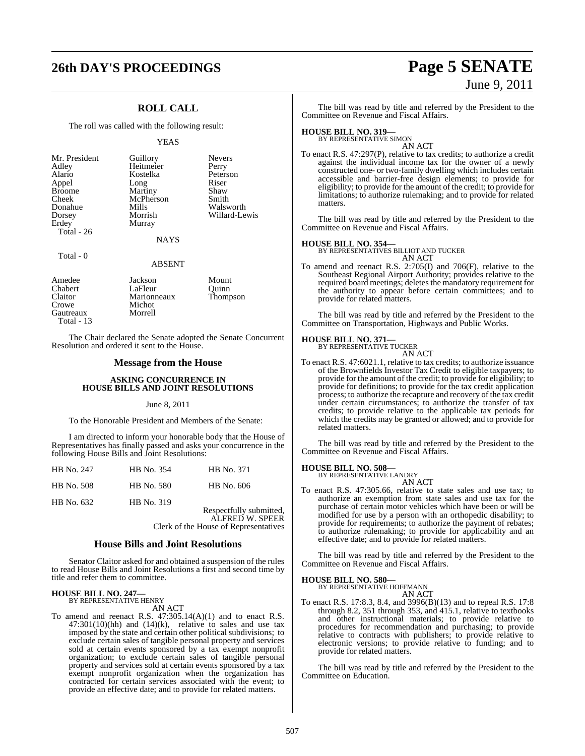## ROLL CALL

The roll was called with the following result:

YEAS

| | | |
|---|---|---|
| Mr. President | Guillory | Nevers |
| Adley | Heitmeier | Perry |
| Alario | Kostelka | Peterson |
| Appel | Long | Riser |
| Broome | Martiny | Shaw |
| Cheek | McPherson | Smith |
| Donahue | Mills | Walsworth |
| Dorsey | Morrish | Willard-Lewis |
| Erdey | Murray | |

Total - 26

NAYS

Total - 0

ABSENT

| | | |
|---|---|---|
| Amedee | Jackson | Mount |
| Chabert | LaFleur | Quinn |
| Claitor | Marionneaux | Thompson |
| Crowe | Michot | |
| Gautreaux | Morrell | |

Total - 13

The Chair declared the Senate adopted the Senate Concurrent Resolution and ordered it sent to the House.

## Message from the House

### ASKING CONCURRENCE IN HOUSE BILLS AND JOINT RESOLUTIONS

June 8, 2011

To the Honorable President and Members of the Senate:

I am directed to inform your honorable body that the House of Representatives has finally passed and asks your concurrence in the following House Bills and Joint Resolutions:

| | | |
|---|---|---|
| HB No. 247 | HB No. 354 | HB No. 371 |
| HB No. 508 | HB No. 580 | HB No. 606 |
| HB No. 632 | HB No. 319 | |

Respectfully submitted,
ALFRED W. SPEER
Clerk of the House of Representatives

## House Bills and Joint Resolutions

Senator Claitor asked for and obtained a suspension of the rules to read House Bills and Joint Resolutions a first and second time by title and refer them to committee.

**HOUSE BILL NO. 247—**
BY REPRESENTATIVE HENRY
AN ACT

To amend and reenact R.S. 47:305.14(A)(1) and to enact R.S. 47:301(10)(hh) and (14)(k), relative to sales and use tax imposed by the state and certain other political subdivisions; to exclude certain sales of tangible personal property and services sold at certain events sponsored by a tax exempt nonprofit organization; to exclude certain sales of tangible personal property and services sold at certain events sponsored by a tax exempt nonprofit organization when the organization has contracted for certain services associated with the event; to provide an effective date; and to provide for related matters.

The bill was read by title and referred by the President to the Committee on Revenue and Fiscal Affairs.

**HOUSE BILL NO. 319—**
BY REPRESENTATIVE SIMON
AN ACT

To enact R.S. 47:297(P), relative to tax credits; to authorize a credit against the individual income tax for the owner of a newly constructed one- or two-family dwelling which includes certain accessible and barrier-free design elements; to provide for eligibility; to provide for the amount of the credit; to provide for limitations; to authorize rulemaking; and to provide for related matters.

The bill was read by title and referred by the President to the Committee on Revenue and Fiscal Affairs.

**HOUSE BILL NO. 354—**
BY REPRESENTATIVES BILLIOT AND TUCKER
AN ACT

To amend and reenact R.S. 2:705(I) and 706(F), relative to the Southeast Regional Airport Authority; provides relative to the required board meetings; deletes the mandatory requirement for the authority to appear before certain committees; and to provide for related matters.

The bill was read by title and referred by the President to the Committee on Transportation, Highways and Public Works.

**HOUSE BILL NO. 371—**
BY REPRESENTATIVE TUCKER
AN ACT

To enact R.S. 47:6021.1, relative to tax credits; to authorize issuance of the Brownfields Investor Tax Credit to eligible taxpayers; to provide for the amount of the credit; to provide for eligibility; to provide for definitions; to provide for the tax credit application process; to authorize the recapture and recovery of the tax credit under certain circumstances; to authorize the transfer of tax credits; to provide relative to the applicable tax periods for which the credits may be granted or allowed; and to provide for related matters.

The bill was read by title and referred by the President to the Committee on Revenue and Fiscal Affairs.

**HOUSE BILL NO. 508—**
BY REPRESENTATIVE LANDRY
AN ACT

To enact R.S. 47:305.66, relative to state sales and use tax; to authorize an exemption from state sales and use tax for the purchase of certain motor vehicles which have been or will be modified for use by a person with an orthopedic disability; to provide for requirements; to authorize the payment of rebates; to authorize rulemaking; to provide for applicability and an effective date; and to provide for related matters.

The bill was read by title and referred by the President to the Committee on Revenue and Fiscal Affairs.

**HOUSE BILL NO. 580—**
BY REPRESENTATIVE HOFFMANN
AN ACT

To enact R.S. 17:8.3, 8.4, and 3996(B)(13) and to repeal R.S. 17:8 through 8.2, 351 through 353, and 415.1, relative to textbooks and other instructional materials; to provide relative to procedures for recommendation and purchasing; to provide relative to contracts with publishers; to provide relative to electronic versions; to provide relative to funding; and to provide for related matters.

The bill was read by title and referred by the President to the Committee on Education.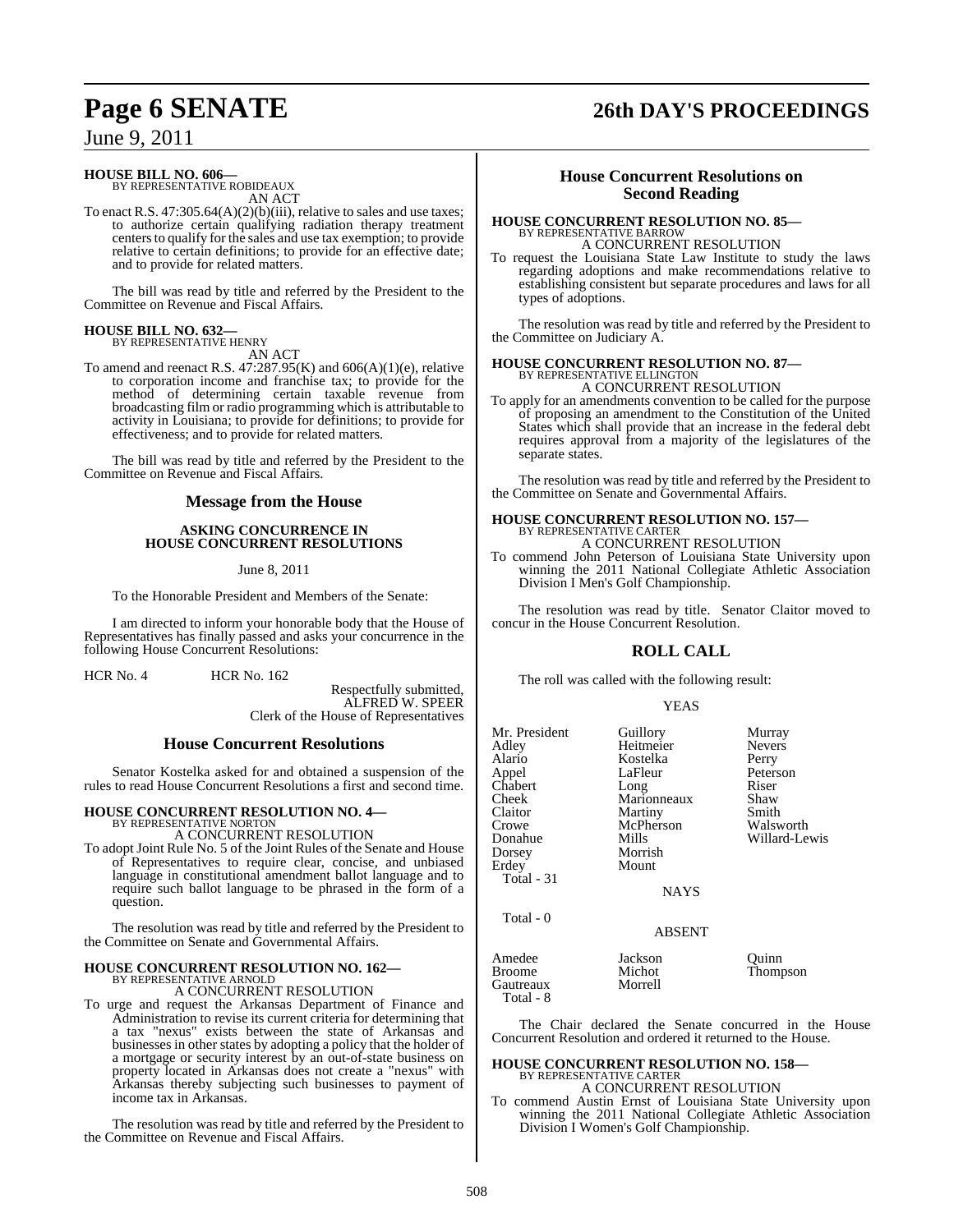**HOUSE BILL NO. 606—**
BY REPRESENTATIVE ROBIDEAUX
AN ACT

To enact R.S. 47:305.64(A)(2)(b)(iii), relative to sales and use taxes; to authorize certain qualifying radiation therapy treatment centers to qualify for the sales and use tax exemption; to provide relative to certain definitions; to provide for an effective date; and to provide for related matters.

The bill was read by title and referred by the President to the Committee on Revenue and Fiscal Affairs.

**HOUSE BILL NO. 632—**
BY REPRESENTATIVE HENRY
AN ACT

To amend and reenact R.S. 47:287.95(K) and 606(A)(1)(e), relative to corporation income and franchise tax; to provide for the method of determining certain taxable revenue from broadcasting film or radio programming which is attributable to activity in Louisiana; to provide for definitions; to provide for effectiveness; and to provide for related matters.

The bill was read by title and referred by the President to the Committee on Revenue and Fiscal Affairs.

## Message from the House

### ASKING CONCURRENCE IN HOUSE CONCURRENT RESOLUTIONS

June 8, 2011

To the Honorable President and Members of the Senate:

I am directed to inform your honorable body that the House of Representatives has finally passed and asks your concurrence in the following House Concurrent Resolutions:

HCR No. 4 HCR No. 162

Respectfully submitted,
ALFRED W. SPEER
Clerk of the House of Representatives

## House Concurrent Resolutions

Senator Kostelka asked for and obtained a suspension of the rules to read House Concurrent Resolutions a first and second time.

**HOUSE CONCURRENT RESOLUTION NO. 4—**
BY REPRESENTATIVE NORTON
A CONCURRENT RESOLUTION

To adopt Joint Rule No. 5 of the Joint Rules of the Senate and House of Representatives to require clear, concise, and unbiased language in constitutional amendment ballot language and to require such ballot language to be phrased in the form of a question.

The resolution was read by title and referred by the President to the Committee on Senate and Governmental Affairs.

**HOUSE CONCURRENT RESOLUTION NO. 162—**
BY REPRESENTATIVE ARNOLD
A CONCURRENT RESOLUTION

To urge and request the Arkansas Department of Finance and Administration to revise its current criteria for determining that a tax "nexus" exists between the state of Arkansas and businesses in other states by adopting a policy that the holder of a mortgage or security interest by an out-of-state business on property located in Arkansas does not create a "nexus" with Arkansas thereby subjecting such businesses to payment of income tax in Arkansas.

The resolution was read by title and referred by the President to the Committee on Revenue and Fiscal Affairs.

## House Concurrent Resolutions on Second Reading

**HOUSE CONCURRENT RESOLUTION NO. 85—**
BY REPRESENTATIVE BARROW
A CONCURRENT RESOLUTION

To request the Louisiana State Law Institute to study the laws regarding adoptions and make recommendations relative to establishing consistent but separate procedures and laws for all types of adoptions.

The resolution was read by title and referred by the President to the Committee on Judiciary A.

**HOUSE CONCURRENT RESOLUTION NO. 87—**
BY REPRESENTATIVE ELLINGTON
A CONCURRENT RESOLUTION

To apply for an amendments convention to be called for the purpose of proposing an amendment to the Constitution of the United States which shall provide that an increase in the federal debt requires approval from a majority of the legislatures of the separate states.

The resolution was read by title and referred by the President to the Committee on Senate and Governmental Affairs.

**HOUSE CONCURRENT RESOLUTION NO. 157—**
BY REPRESENTATIVE CARTER
A CONCURRENT RESOLUTION

To commend John Peterson of Louisiana State University upon winning the 2011 National Collegiate Athletic Association Division I Men's Golf Championship.

The resolution was read by title. Senator Claitor moved to concur in the House Concurrent Resolution.

## ROLL CALL

The roll was called with the following result:

YEAS

| | | |
|---|---|---|
| Mr. President | Guillory | Murray |
| Adley | Heitmeier | Nevers |
| Alario | Kostelka | Perry |
| Appel | LaFleur | Peterson |
| Chabert | Long | Riser |
| Cheek | Marionneaux | Shaw |
| Claitor | Martiny | Smith |
| Crowe | McPherson | Walsworth |
| Donahue | Mills | Willard-Lewis |
| Dorsey | Morrish | |
| Erdey | Mount | |

Total - 31

NAYS

Total - 0

ABSENT

| | | |
|---|---|---|
| Amedee | Jackson | Quinn |
| Broome | Michot | Thompson |
| Gautreaux | Morrell | |

Total - 8

The Chair declared the Senate concurred in the House Concurrent Resolution and ordered it returned to the House.

**HOUSE CONCURRENT RESOLUTION NO. 158—**
BY REPRESENTATIVE CARTER
A CONCURRENT RESOLUTION

To commend Austin Ernst of Louisiana State University upon winning the 2011 National Collegiate Athletic Association Division I Women's Golf Championship.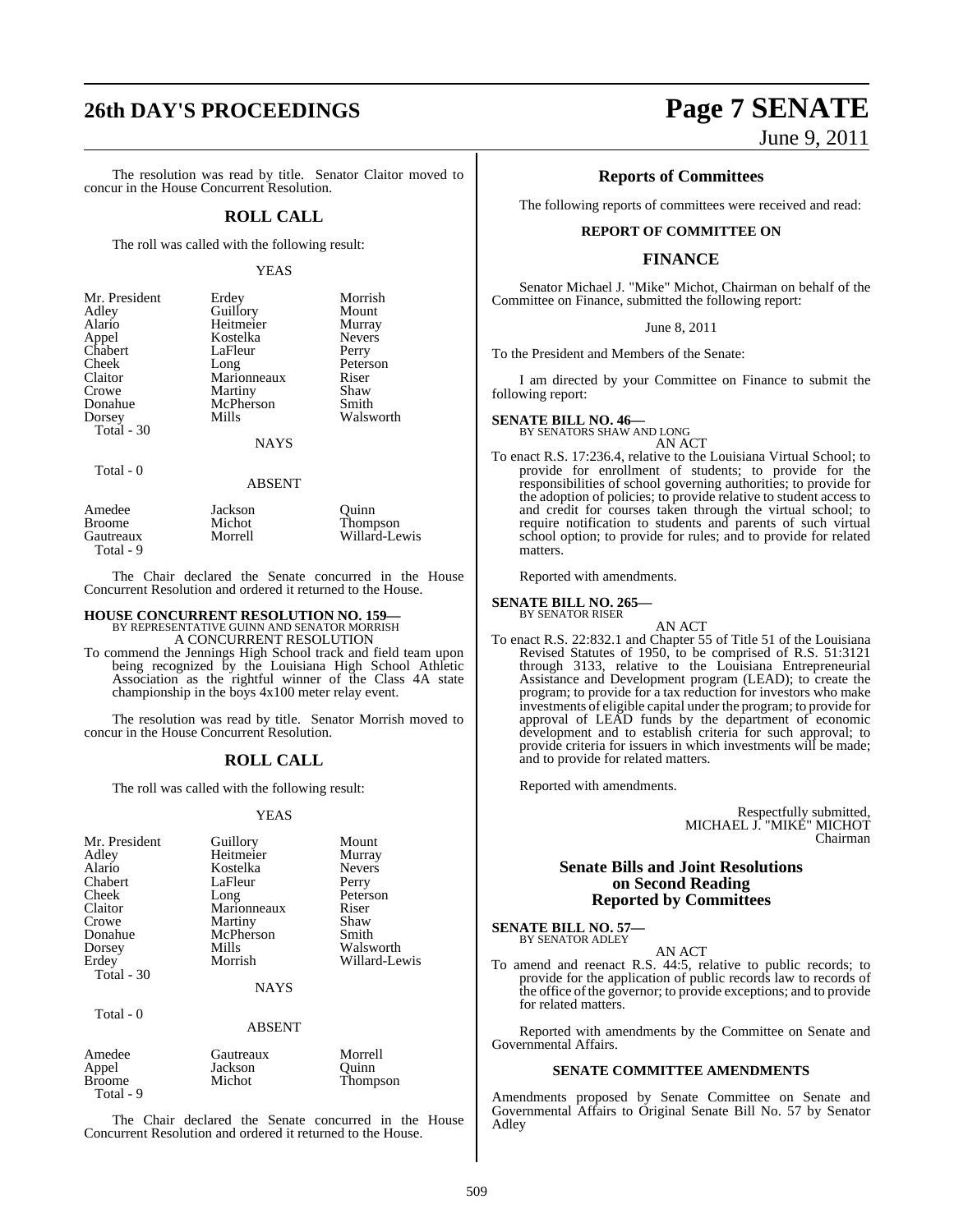The resolution was read by title. Senator Claitor moved to concur in the House Concurrent Resolution.

## ROLL CALL

The roll was called with the following result:

YEAS

| | | |
|---|---|---|
| Mr. President | Erdey | Morrish |
| Adley | Guillory | Mount |
| Alario | Heitmeier | Murray |
| Appel | Kostelka | Nevers |
| Chabert | LaFleur | Perry |
| Cheek | Long | Peterson |
| Claitor | Marionneaux | Riser |
| Crowe | Martiny | Shaw |
| Donahue | McPherson | Smith |
| Dorsey | Mills | Walsworth |
| Total - 30 | | |

NAYS

Total - 0

ABSENT

| | | |
|---|---|---|
| Amedee | Jackson | Quinn |
| Broome | Michot | Thompson |
| Gautreaux | Morrell | Willard-Lewis |
| Total - 9 | | |

The Chair declared the Senate concurred in the House Concurrent Resolution and ordered it returned to the House.

**HOUSE CONCURRENT RESOLUTION NO. 159—**
BY REPRESENTATIVE GUINN AND SENATOR MORRISH
A CONCURRENT RESOLUTION

To commend the Jennings High School track and field team upon being recognized by the Louisiana High School Athletic Association as the rightful winner of the Class 4A state championship in the boys 4x100 meter relay event.

The resolution was read by title. Senator Morrish moved to concur in the House Concurrent Resolution.

## ROLL CALL

The roll was called with the following result:

YEAS

| | | |
|---|---|---|
| Mr. President | Guillory | Mount |
| Adley | Heitmeier | Murray |
| Alario | Kostelka | Nevers |
| Chabert | LaFleur | Perry |
| Cheek | Long | Peterson |
| Claitor | Marionneaux | Riser |
| Crowe | Martiny | Shaw |
| Donahue | McPherson | Smith |
| Dorsey | Mills | Walsworth |
| Erdey | Morrish | Willard-Lewis |
| Total - 30 | | |

NAYS

Total - 0

ABSENT

| | | |
|---|---|---|
| Amedee | Gautreaux | Morrell |
| Appel | Jackson | Quinn |
| Broome | Michot | Thompson |
| Total - 9 | | |

The Chair declared the Senate concurred in the House Concurrent Resolution and ordered it returned to the House.

## Reports of Committees

The following reports of committees were received and read:

### REPORT OF COMMITTEE ON

## FINANCE

Senator Michael J. "Mike" Michot, Chairman on behalf of the Committee on Finance, submitted the following report:

June 8, 2011

To the President and Members of the Senate:

I am directed by your Committee on Finance to submit the following report:

**SENATE BILL NO. 46—**
BY SENATORS SHAW AND LONG
AN ACT

To enact R.S. 17:236.4, relative to the Louisiana Virtual School; to provide for enrollment of students; to provide for the responsibilities of school governing authorities; to provide for the adoption of policies; to provide relative to student access to and credit for courses taken through the virtual school; to require notification to students and parents of such virtual school option; to provide for rules; and to provide for related matters.

Reported with amendments.

**SENATE BILL NO. 265—**
BY SENATOR RISER
AN ACT

To enact R.S. 22:832.1 and Chapter 55 of Title 51 of the Louisiana Revised Statutes of 1950, to be comprised of R.S. 51:3121 through 3133, relative to the Louisiana Entrepreneurial Assistance and Development program (LEAD); to create the program; to provide for a tax reduction for investors who make investments of eligible capital under the program; to provide for approval of LEAD funds by the department of economic development and to establish criteria for such approval; to provide criteria for issuers in which investments will be made; and to provide for related matters.

Reported with amendments.

Respectfully submitted,
MICHAEL J. "MIKE" MICHOT
Chairman

## Senate Bills and Joint Resolutions on Second Reading Reported by Committees

**SENATE BILL NO. 57—**
BY SENATOR ADLEY
AN ACT

To amend and reenact R.S. 44:5, relative to public records; to provide for the application of public records law to records of the office of the governor; to provide exceptions; and to provide for related matters.

Reported with amendments by the Committee on Senate and Governmental Affairs.

### SENATE COMMITTEE AMENDMENTS

Amendments proposed by Senate Committee on Senate and Governmental Affairs to Original Senate Bill No. 57 by Senator Adley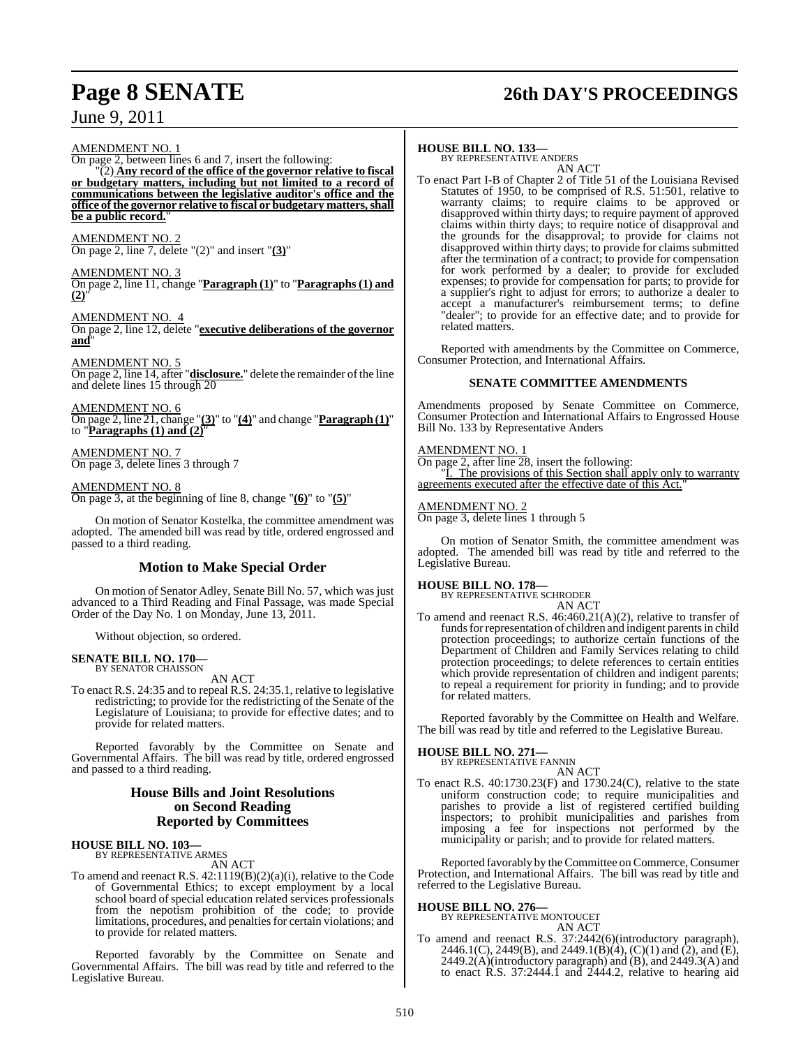AMENDMENT NO. 1

On page 2, between lines 6 and 7, insert the following:

"(2) **Any record of the office of the governor relative to fiscal or budgetary matters, including but not limited to a record of communications between the legislative auditor's office and the office of the governor relative to fiscal or budgetary matters, shall be a public record.**"

AMENDMENT NO. 2

On page 2, line 7, delete "(2)" and insert "**(3)**"

AMENDMENT NO. 3

On page 2, line 11, change "**Paragraph (1)**" to "**Paragraphs (1) and (2)**"

AMENDMENT NO. 4

On page 2, line 12, delete "**executive deliberations of the governor and**"

AMENDMENT NO. 5

On page 2, line 14, after "**disclosure.**" delete the remainder of the line and delete lines 15 through 20

AMENDMENT NO. 6

On page 2, line 21, change "**(3)**" to "**(4)**" and change "**Paragraph (1)**" to "**Paragraphs (1) and (2)**"

AMENDMENT NO. 7

On page 3, delete lines 3 through 7

AMENDMENT NO. 8

On page 3, at the beginning of line 8, change "**(6)**" to "**(5)**"

On motion of Senator Kostelka, the committee amendment was adopted. The amended bill was read by title, ordered engrossed and passed to a third reading.

## Motion to Make Special Order

On motion of Senator Adley, Senate Bill No. 57, which was just advanced to a Third Reading and Final Passage, was made Special Order of the Day No. 1 on Monday, June 13, 2011.

Without objection, so ordered.

**SENATE BILL NO. 170—**
BY SENATOR CHAISSON

AN ACT

To enact R.S. 24:35 and to repeal R.S. 24:35.1, relative to legislative redistricting; to provide for the redistricting of the Senate of the Legislature of Louisiana; to provide for effective dates; and to provide for related matters.

Reported favorably by the Committee on Senate and Governmental Affairs. The bill was read by title, ordered engrossed and passed to a third reading.

## House Bills and Joint Resolutions on Second Reading Reported by Committees

**HOUSE BILL NO. 103—**
BY REPRESENTATIVE ARMES

AN ACT

To amend and reenact R.S. 42:1119(B)(2)(a)(i), relative to the Code of Governmental Ethics; to except employment by a local school board of special education related services professionals from the nepotism prohibition of the code; to provide limitations, procedures, and penalties for certain violations; and to provide for related matters.

Reported favorably by the Committee on Senate and Governmental Affairs. The bill was read by title and referred to the Legislative Bureau.

**HOUSE BILL NO. 133—**
BY REPRESENTATIVE ANDERS

AN ACT

To enact Part I-B of Chapter 2 of Title 51 of the Louisiana Revised Statutes of 1950, to be comprised of R.S. 51:501, relative to warranty claims; to require claims to be approved or disapproved within thirty days; to require payment of approved claims within thirty days; to require notice of disapproval and the grounds for the disapproval; to provide for claims not disapproved within thirty days; to provide for claims submitted after the termination of a contract; to provide for compensation for work performed by a dealer; to provide for excluded expenses; to provide for compensation for parts; to provide for a supplier's right to adjust for errors; to authorize a dealer to accept a manufacturer's reimbursement terms; to define "dealer"; to provide for an effective date; and to provide for related matters.

Reported with amendments by the Committee on Commerce, Consumer Protection, and International Affairs.

### SENATE COMMITTEE AMENDMENTS

Amendments proposed by Senate Committee on Commerce, Consumer Protection and International Affairs to Engrossed House Bill No. 133 by Representative Anders

AMENDMENT NO. 1

On page 2, after line 28, insert the following:

"I. The provisions of this Section shall apply only to warranty agreements executed after the effective date of this Act."

AMENDMENT NO. 2

On page 3, delete lines 1 through 5

On motion of Senator Smith, the committee amendment was adopted. The amended bill was read by title and referred to the Legislative Bureau.

**HOUSE BILL NO. 178—**
BY REPRESENTATIVE SCHRODER

AN ACT

To amend and reenact R.S. 46:460.21(A)(2), relative to transfer of funds for representation of children and indigent parents in child protection proceedings; to authorize certain functions of the Department of Children and Family Services relating to child protection proceedings; to delete references to certain entities which provide representation of children and indigent parents; to repeal a requirement for priority in funding; and to provide for related matters.

Reported favorably by the Committee on Health and Welfare. The bill was read by title and referred to the Legislative Bureau.

**HOUSE BILL NO. 271—**
BY REPRESENTATIVE FANNIN

AN ACT

To enact R.S. 40:1730.23(F) and 1730.24(C), relative to the state uniform construction code; to require municipalities and parishes to provide a list of registered certified building inspectors; to prohibit municipalities and parishes from imposing a fee for inspections not performed by the municipality or parish; and to provide for related matters.

Reported favorably by the Committee on Commerce, Consumer Protection, and International Affairs. The bill was read by title and referred to the Legislative Bureau.

**HOUSE BILL NO. 276—**
BY REPRESENTATIVE MONTOUCET

AN ACT

To amend and reenact R.S. 37:2442(6)(introductory paragraph), 2446.1(C), 2449(B), and 2449.1(B)(4), (C)(1) and (2), and (E), 2449.2(A)(introductory paragraph) and (B), and 2449.3(A) and to enact R.S. 37:2444.1 and 2444.2, relative to hearing aid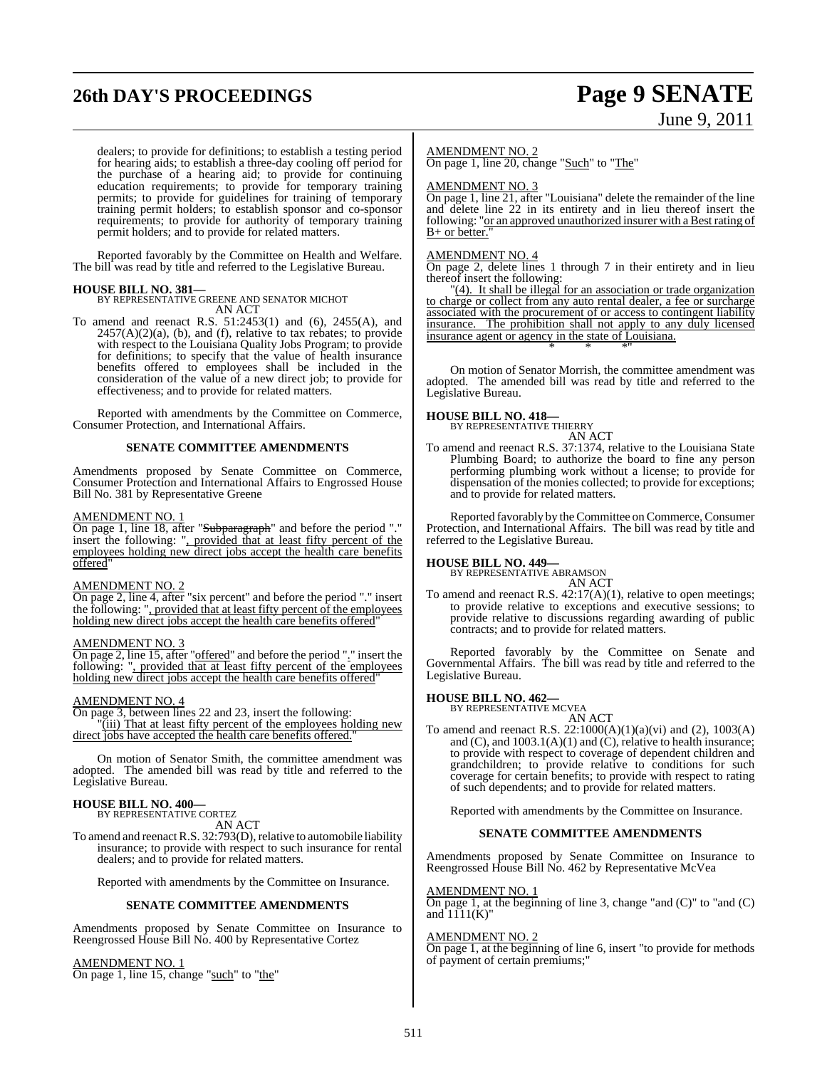dealers; to provide for definitions; to establish a testing period for hearing aids; to establish a three-day cooling off period for the purchase of a hearing aid; to provide for continuing education requirements; to provide for temporary training permits; to provide for guidelines for training of temporary training permit holders; to establish sponsor and co-sponsor requirements; to provide for authority of temporary training permit holders; and to provide for related matters.

Reported favorably by the Committee on Health and Welfare. The bill was read by title and referred to the Legislative Bureau.

**HOUSE BILL NO. 381—**
BY REPRESENTATIVE GREENE AND SENATOR MICHOT
AN ACT

To amend and reenact R.S. 51:2453(1) and (6), 2455(A), and 2457(A)(2)(a), (b), and (f), relative to tax rebates; to provide with respect to the Louisiana Quality Jobs Program; to provide for definitions; to specify that the value of health insurance benefits offered to employees shall be included in the consideration of the value of a new direct job; to provide for effectiveness; and to provide for related matters.

Reported with amendments by the Committee on Commerce, Consumer Protection, and International Affairs.

**SENATE COMMITTEE AMENDMENTS**

Amendments proposed by Senate Committee on Commerce, Consumer Protection and International Affairs to Engrossed House Bill No. 381 by Representative Greene

AMENDMENT NO. 1
On page 1, line 18, after "~~Subparagraph~~" and before the period "." insert the following: "<u>, provided that at least fifty percent of the employees holding new direct jobs accept the health care benefits offered</u>"

AMENDMENT NO. 2
On page 2, line 4, after "six percent" and before the period "." insert the following: "<u>, provided that at least fifty percent of the employees holding new direct jobs accept the health care benefits offered</u>"

AMENDMENT NO. 3
On page 2, line 15, after "<u>offered</u>" and before the period "." insert the following: "<u>, provided that at least fifty percent of the employees holding new direct jobs accept the health care benefits offered</u>"

AMENDMENT NO. 4
On page 3, between lines 22 and 23, insert the following:
"<u>(iii) That at least fifty percent of the employees holding new direct jobs have accepted the health care benefits offered.</u>"

On motion of Senator Smith, the committee amendment was adopted. The amended bill was read by title and referred to the Legislative Bureau.

**HOUSE BILL NO. 400—**
BY REPRESENTATIVE CORTEZ
AN ACT

To amend and reenact R.S. 32:793(D), relative to automobile liability insurance; to provide with respect to such insurance for rental dealers; and to provide for related matters.

Reported with amendments by the Committee on Insurance.

**SENATE COMMITTEE AMENDMENTS**

Amendments proposed by Senate Committee on Insurance to Reengrossed House Bill No. 400 by Representative Cortez

AMENDMENT NO. 1
On page 1, line 15, change "<u>such</u>" to "<u>the</u>"

AMENDMENT NO. 2
On page 1, line 20, change "<u>Such</u>" to "<u>The</u>"

AMENDMENT NO. 3
On page 1, line 21, after "Louisiana" delete the remainder of the line and delete line 22 in its entirety and in lieu thereof insert the following: "<u>or an approved unauthorized insurer with a Best rating of B+ or better.</u>"

AMENDMENT NO. 4
On page 2, delete lines 1 through 7 in their entirety and in lieu thereof insert the following:
"<u>(4). It shall be illegal for an association or trade organization to charge or collect from any auto rental dealer, a fee or surcharge associated with the procurement of or access to contingent liability insurance. The prohibition shall not apply to any duly licensed insurance agent or agency in the state of Louisiana.</u>
\* \* \*"

On motion of Senator Morrish, the committee amendment was adopted. The amended bill was read by title and referred to the Legislative Bureau.

**HOUSE BILL NO. 418—**
BY REPRESENTATIVE THIERRY
AN ACT

To amend and reenact R.S. 37:1374, relative to the Louisiana State Plumbing Board; to authorize the board to fine any person performing plumbing work without a license; to provide for dispensation of the monies collected; to provide for exceptions; and to provide for related matters.

Reported favorably by the Committee on Commerce, Consumer Protection, and International Affairs. The bill was read by title and referred to the Legislative Bureau.

**HOUSE BILL NO. 449—**
BY REPRESENTATIVE ABRAMSON
AN ACT

To amend and reenact R.S. 42:17(A)(1), relative to open meetings; to provide relative to exceptions and executive sessions; to provide relative to discussions regarding awarding of public contracts; and to provide for related matters.

Reported favorably by the Committee on Senate and Governmental Affairs. The bill was read by title and referred to the Legislative Bureau.

**HOUSE BILL NO. 462—**
BY REPRESENTATIVE MCVEA
AN ACT

To amend and reenact R.S. 22:1000(A)(1)(a)(vi) and (2), 1003(A) and (C), and 1003.1(A)(1) and (C), relative to health insurance; to provide with respect to coverage of dependent children and grandchildren; to provide relative to conditions for such coverage for certain benefits; to provide with respect to rating of such dependents; and to provide for related matters.

Reported with amendments by the Committee on Insurance.

**SENATE COMMITTEE AMENDMENTS**

Amendments proposed by Senate Committee on Insurance to Reengrossed House Bill No. 462 by Representative McVea

AMENDMENT NO. 1
On page 1, at the beginning of line 3, change "and (C)" to "and (C) and 1111(K)"

AMENDMENT NO. 2
On page 1, at the beginning of line 6, insert "to provide for methods of payment of certain premiums;"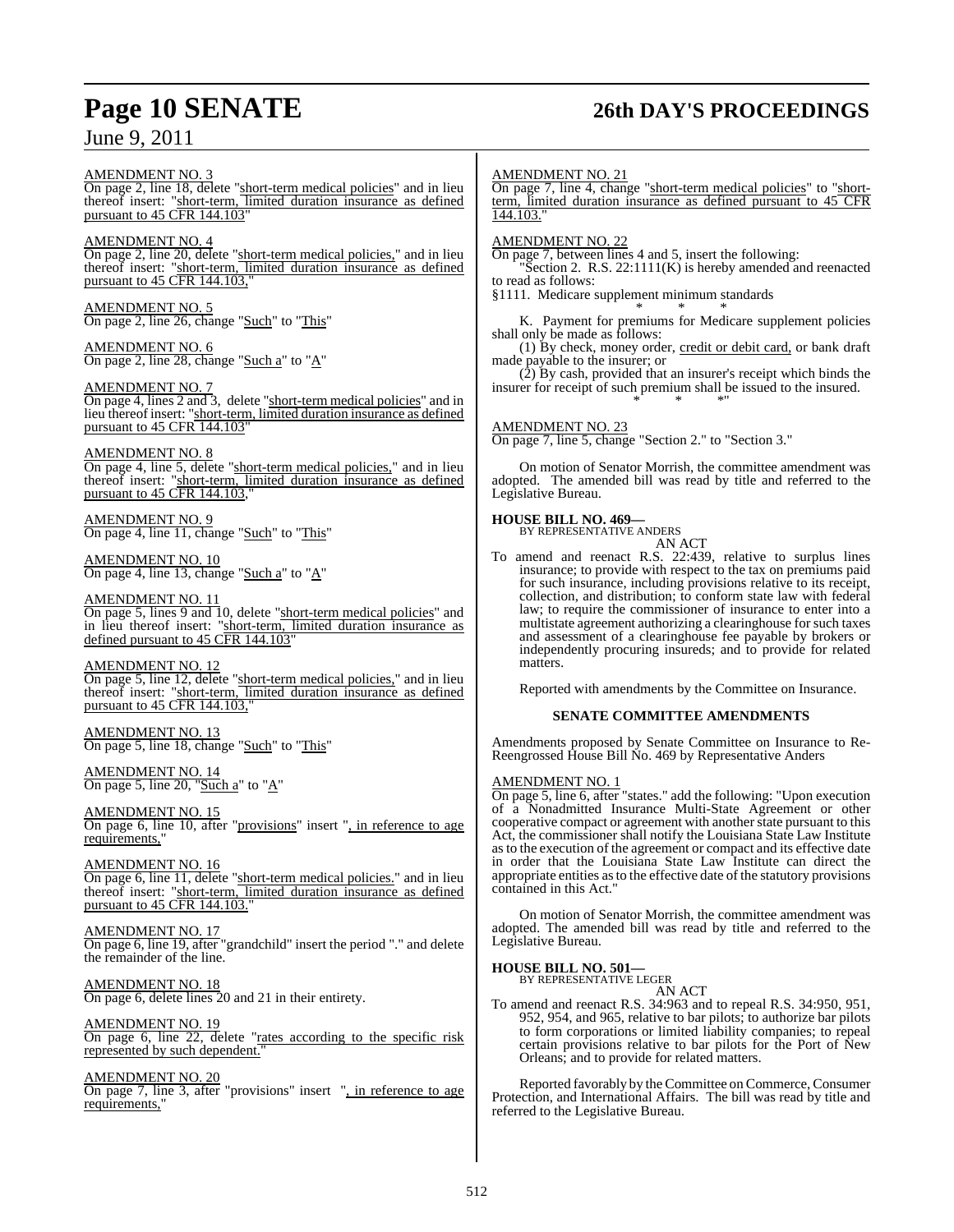AMENDMENT NO. 3

On page 2, line 18, delete "short-term medical policies" and in lieu thereof insert: "short-term, limited duration insurance as defined pursuant to 45 CFR 144.103"

AMENDMENT NO. 4

On page 2, line 20, delete "short-term medical policies," and in lieu thereof insert: "short-term, limited duration insurance as defined pursuant to 45 CFR 144.103,"

AMENDMENT NO. 5

On page 2, line 26, change "Such" to "This"

AMENDMENT NO. 6

On page 2, line 28, change "Such a" to "A"

AMENDMENT NO. 7

On page 4, lines 2 and 3, delete "short-term medical policies" and in lieu thereof insert: "short-term, limited duration insurance as defined pursuant to 45 CFR 144.103"

AMENDMENT NO. 8

On page 4, line 5, delete "short-term medical policies," and in lieu thereof insert: "short-term, limited duration insurance as defined pursuant to 45 CFR 144.103,"

AMENDMENT NO. 9

On page 4, line 11, change "Such" to "This"

AMENDMENT NO. 10

On page 4, line 13, change "Such a" to "A"

AMENDMENT NO. 11

On page 5, lines 9 and 10, delete "short-term medical policies" and in lieu thereof insert: "short-term, limited duration insurance as defined pursuant to 45 CFR 144.103"

AMENDMENT NO. 12

On page 5, line 12, delete "short-term medical policies," and in lieu thereof insert: "short-term, limited duration insurance as defined pursuant to 45 CFR 144.103,"

AMENDMENT NO. 13

On page 5, line 18, change "Such" to "This"

AMENDMENT NO. 14

On page 5, line 20, "Such a" to "A"

AMENDMENT NO. 15

On page 6, line 10, after "provisions" insert ", in reference to age requirements,"

AMENDMENT NO. 16

On page 6, line 11, delete "short-term medical policies." and in lieu thereof insert: "short-term, limited duration insurance as defined pursuant to 45 CFR 144.103."

AMENDMENT NO. 17

On page 6, line 19, after "grandchild" insert the period "." and delete the remainder of the line.

AMENDMENT NO. 18

On page 6, delete lines 20 and 21 in their entirety.

AMENDMENT NO. 19

On page 6, line 22, delete "rates according to the specific risk represented by such dependent."

AMENDMENT NO. 20

On page 7, line 3, after "provisions" insert ", in reference to age requirements,"

AMENDMENT NO. 21

On page 7, line 4, change "short-term medical policies" to "short-term, limited duration insurance as defined pursuant to 45 CFR 144.103."

AMENDMENT NO. 22

On page 7, between lines 4 and 5, insert the following:

"Section 2. R.S. 22:1111(K) is hereby amended and reenacted to read as follows:

§1111. Medicare supplement minimum standards

\* \* \*

K. Payment for premiums for Medicare supplement policies shall only be made as follows:

(1) By check, money order, credit or debit card, or bank draft made payable to the insurer; or

(2) By cash, provided that an insurer's receipt which binds the insurer for receipt of such premium shall be issued to the insured.

\* \* \*"

AMENDMENT NO. 23

On page 7, line 5, change "Section 2." to "Section 3."

On motion of Senator Morrish, the committee amendment was adopted. The amended bill was read by title and referred to the Legislative Bureau.

**HOUSE BILL NO. 469—**
BY REPRESENTATIVE ANDERS

AN ACT

To amend and reenact R.S. 22:439, relative to surplus lines insurance; to provide with respect to the tax on premiums paid for such insurance, including provisions relative to its receipt, collection, and distribution; to conform state law with federal law; to require the commissioner of insurance to enter into a multistate agreement authorizing a clearinghouse for such taxes and assessment of a clearinghouse fee payable by brokers or independently procuring insureds; and to provide for related matters.

Reported with amendments by the Committee on Insurance.

**SENATE COMMITTEE AMENDMENTS**

Amendments proposed by Senate Committee on Insurance to Re-Reengrossed House Bill No. 469 by Representative Anders

AMENDMENT NO. 1

On page 5, line 6, after "states." add the following: "Upon execution of a Nonadmitted Insurance Multi-State Agreement or other cooperative compact or agreement with another state pursuant to this Act, the commissioner shall notify the Louisiana State Law Institute as to the execution of the agreement or compact and its effective date in order that the Louisiana State Law Institute can direct the appropriate entities as to the effective date of the statutory provisions contained in this Act."

On motion of Senator Morrish, the committee amendment was adopted. The amended bill was read by title and referred to the Legislative Bureau.

**HOUSE BILL NO. 501—**
BY REPRESENTATIVE LEGER

AN ACT

To amend and reenact R.S. 34:963 and to repeal R.S. 34:950, 951, 952, 954, and 965, relative to bar pilots; to authorize bar pilots to form corporations or limited liability companies; to repeal certain provisions relative to bar pilots for the Port of New Orleans; and to provide for related matters.

Reported favorably by the Committee on Commerce, Consumer Protection, and International Affairs. The bill was read by title and referred to the Legislative Bureau.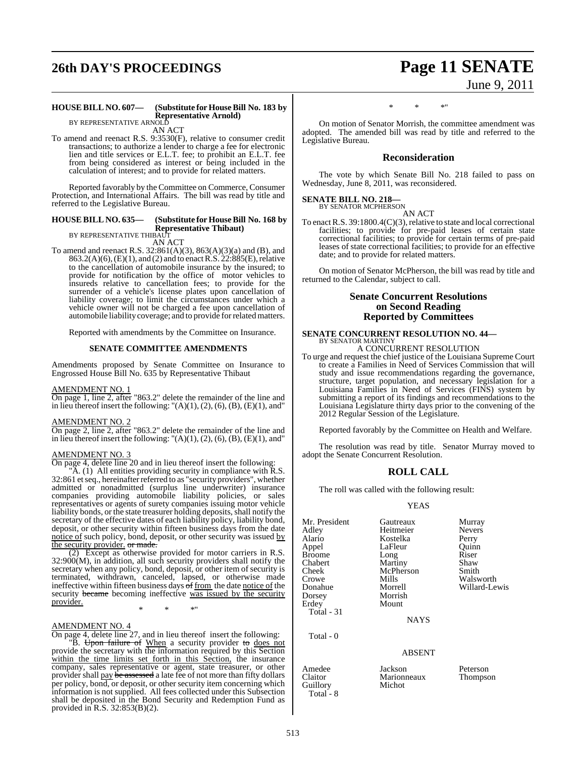#### HOUSE BILL NO. 607— (Substitute for House Bill No. 183 by Representative Arnold)
BY REPRESENTATIVE ARNOLD

AN ACT

To amend and reenact R.S. 9:3530(F), relative to consumer credit transactions; to authorize a lender to charge a fee for electronic lien and title services or E.L.T. fee; to prohibit an E.L.T. fee from being considered as interest or being included in the calculation of interest; and to provide for related matters.

Reported favorably by the Committee on Commerce, Consumer Protection, and International Affairs. The bill was read by title and referred to the Legislative Bureau.

#### HOUSE BILL NO. 635— (Substitute for House Bill No. 168 by Representative Thibaut)
BY REPRESENTATIVE THIBAUT

AN ACT

To amend and reenact R.S. 32:861(A)(3), 863(A)(3)(a) and (B), and 863.2(A)(6), (E)(1), and (2) and to enact R.S. 22:885(E), relative to the cancellation of automobile insurance by the insured; to provide for notification by the office of motor vehicles to insureds relative to cancellation fees; to provide for the surrender of a vehicle's license plates upon cancellation of liability coverage; to limit the circumstances under which a vehicle owner will not be charged a fee upon cancellation of automobile liability coverage; and to provide for related matters.

Reported with amendments by the Committee on Insurance.

### SENATE COMMITTEE AMENDMENTS

Amendments proposed by Senate Committee on Insurance to Engrossed House Bill No. 635 by Representative Thibaut

AMENDMENT NO. 1

On page 1, line 2, after "863.2" delete the remainder of the line and in lieu thereof insert the following: "(A)(1), (2), (6), (B), (E)(1), and"

AMENDMENT NO. 2

On page 2, line 2, after "863.2" delete the remainder of the line and in lieu thereof insert the following: "(A)(1), (2), (6), (B), (E)(1), and"

AMENDMENT NO. 3

On page 4, delete line 20 and in lieu thereof insert the following:

"A. (1) All entities providing security in compliance with R.S. 32:861 et seq., hereinafter referred to as "security providers", whether admitted or nonadmitted (surplus line underwriter) insurance companies providing automobile liability policies, or sales representatives or agents of surety companies issuing motor vehicle liability bonds, or the state treasurer holding deposits, shall notify the secretary of the effective dates of each liability policy, liability bond, deposit, or other security within fifteen business days from the date notice of such policy, bond, deposit, or other security was issued by the security provider. ~~or made.~~

(2) Except as otherwise provided for motor carriers in R.S. 32:900(M), in addition, all such security providers shall notify the secretary when any policy, bond, deposit, or other item of security is terminated, withdrawn, canceled, lapsed, or otherwise made ineffective within fifteen business days ~~of~~ from the date notice of the security ~~became~~ becoming ineffective was issued by the security provider.

\* \* \*"

AMENDMENT NO. 4

On page 4, delete line 27, and in lieu thereof insert the following:

"B. ~~Upon failure of~~ When a security provider ~~to~~ does not provide the secretary with the information required by this Section within the time limits set forth in this Section, the insurance company, sales representative or agent, state treasurer, or other provider shall pay ~~be assessed~~ a late fee of not more than fifty dollars per policy, bond, or deposit, or other security item concerning which information is not supplied. All fees collected under this Subsection shall be deposited in the Bond Security and Redemption Fund as provided in R.S. 32:853(B)(2).

\* \* \*"

On motion of Senator Morrish, the committee amendment was adopted. The amended bill was read by title and referred to the Legislative Bureau.

## Reconsideration

The vote by which Senate Bill No. 218 failed to pass on Wednesday, June 8, 2011, was reconsidered.

#### SENATE BILL NO. 218—
BY SENATOR MCPHERSON

AN ACT

To enact R.S. 39:1800.4(C)(3), relative to state and local correctional facilities; to provide for pre-paid leases of certain state correctional facilities; to provide for certain terms of pre-paid leases of state correctional facilities; to provide for an effective date; and to provide for related matters.

On motion of Senator McPherson, the bill was read by title and returned to the Calendar, subject to call.

## Senate Concurrent Resolutions on Second Reading Reported by Committees

#### SENATE CONCURRENT RESOLUTION NO. 44—
BY SENATOR MARTINY

A CONCURRENT RESOLUTION

To urge and request the chief justice of the Louisiana Supreme Court to create a Families in Need of Services Commission that will study and issue recommendations regarding the governance, structure, target population, and necessary legislation for a Louisiana Families in Need of Services (FINS) system by submitting a report of its findings and recommendations to the Louisiana Legislature thirty days prior to the convening of the 2012 Regular Session of the Legislature.

Reported favorably by the Committee on Health and Welfare.

The resolution was read by title. Senator Murray moved to adopt the Senate Concurrent Resolution.

## ROLL CALL

The roll was called with the following result:

YEAS

| | | |
|---|---|---|
| Mr. President | Gautreaux | Murray |
| Adley | Heitmeier | Nevers |
| Alario | Kostelka | Perry |
| Appel | LaFleur | Quinn |
| Broome | Long | Riser |
| Chabert | Martiny | Shaw |
| Cheek | McPherson | Smith |
| Crowe | Mills | Walsworth |
| Donahue | Morrell | Willard-Lewis |
| Dorsey | Morrish | |
| Erdey | Mount | |

Total - 31

NAYS

Total - 0

ABSENT

| | | |
|---|---|---|
| Amedee | Jackson | Peterson |
| Claitor | Marionneaux | Thompson |
| Guillory | Michot | |

Total - 8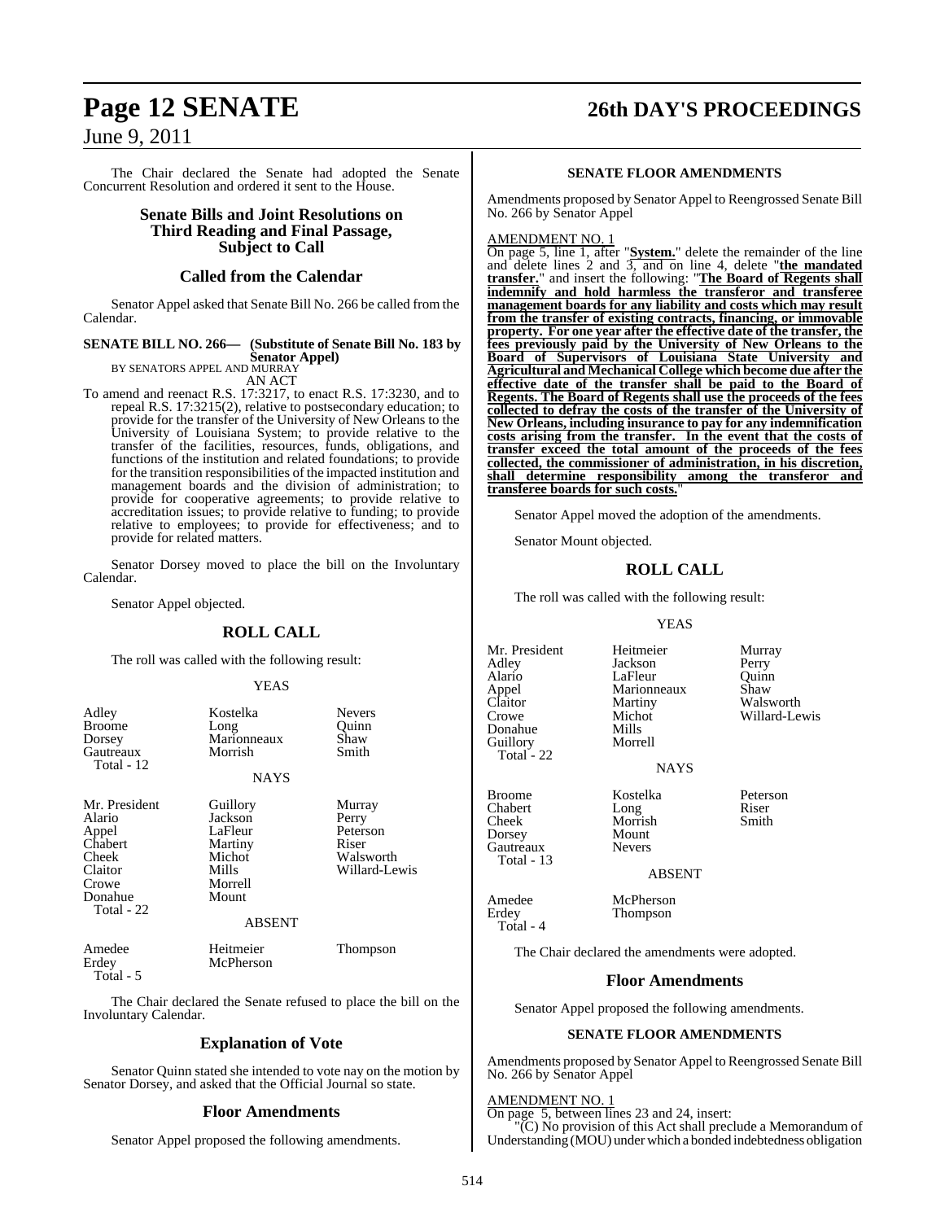The Chair declared the Senate had adopted the Senate Concurrent Resolution and ordered it sent to the House.

## Senate Bills and Joint Resolutions on Third Reading and Final Passage, Subject to Call

## Called from the Calendar

Senator Appel asked that Senate Bill No. 266 be called from the Calendar.

**SENATE BILL NO. 266— (Substitute of Senate Bill No. 183 by Senator Appel)**
BY SENATORS APPEL AND MURRAY
AN ACT

To amend and reenact R.S. 17:3217, to enact R.S. 17:3230, and to repeal R.S. 17:3215(2), relative to postsecondary education; to provide for the transfer of the University of New Orleans to the University of Louisiana System; to provide relative to the transfer of the facilities, resources, funds, obligations, and functions of the institution and related foundations; to provide for the transition responsibilities of the impacted institution and management boards and the division of administration; to provide for cooperative agreements; to provide relative to accreditation issues; to provide relative to funding; to provide relative to employees; to provide for effectiveness; and to provide for related matters.

Senator Dorsey moved to place the bill on the Involuntary Calendar.

Senator Appel objected.

## ROLL CALL

The roll was called with the following result:

YEAS

| | | |
|---|---|---|
| Adley | Kostelka | Nevers |
| Broome | Long | Quinn |
| Dorsey | Marionneaux | Shaw |
| Gautreaux | Morrish | Smith |
| Total - 12 | | |

NAYS

| | | |
|---|---|---|
| Mr. President | Guillory | Murray |
| Alario | Jackson | Perry |
| Appel | LaFleur | Peterson |
| Chabert | Martiny | Riser |
| Cheek | Michot | Walsworth |
| Claitor | Mills | Willard-Lewis |
| Crowe | Morrell | |
| Donahue | Mount | |
| Total - 22 | | |

ABSENT

| | | |
|---|---|---|
| Amedee | Heitmeier | Thompson |
| Erdey | McPherson | |
| Total - 5 | | |

The Chair declared the Senate refused to place the bill on the Involuntary Calendar.

## Explanation of Vote

Senator Quinn stated she intended to vote nay on the motion by Senator Dorsey, and asked that the Official Journal so state.

## Floor Amendments

Senator Appel proposed the following amendments.

### SENATE FLOOR AMENDMENTS

Amendments proposed by Senator Appel to Reengrossed Senate Bill No. 266 by Senator Appel

AMENDMENT NO. 1
On page 5, line 1, after "**System.**" delete the remainder of the line and delete lines 2 and 3, and on line 4, delete "**the mandated transfer.**" and insert the following: "**The Board of Regents shall indemnify and hold harmless the transferor and transferee management boards for any liability and costs which may result from the transfer of existing contracts, financing, or immovable property. For one year after the effective date of the transfer, the fees previously paid by the University of New Orleans to the Board of Supervisors of Louisiana State University and Agricultural and Mechanical College which become due after the effective date of the transfer shall be paid to the Board of Regents. The Board of Regents shall use the proceeds of the fees collected to defray the costs of the transfer of the University of New Orleans, including insurance to pay for any indemnification costs arising from the transfer. In the event that the costs of transfer exceed the total amount of the proceeds of the fees collected, the commissioner of administration, in his discretion, shall determine responsibility among the transferor and transferee boards for such costs.**"

Senator Appel moved the adoption of the amendments.

Senator Mount objected.

## ROLL CALL

The roll was called with the following result:

YEAS

| | | |
|---|---|---|
| Mr. President | Heitmeier | Murray |
| Adley | Jackson | Perry |
| Alario | LaFleur | Quinn |
| Appel | Marionneaux | Shaw |
| Claitor | Martiny | Walsworth |
| Crowe | Michot | Willard-Lewis |
| Donahue | Mills | |
| Guillory | Morrell | |
| Total - 22 | | |

NAYS

| | | |
|---|---|---|
| Broome | Kostelka | Peterson |
| Chabert | Long | Riser |
| Cheek | Morrish | Smith |
| Dorsey | Mount | |
| Gautreaux | Nevers | |
| Total - 13 | | |

ABSENT

| | |
|---|---|
| Amedee | McPherson |
| Erdey | Thompson |
| Total - 4 | |

The Chair declared the amendments were adopted.

## Floor Amendments

Senator Appel proposed the following amendments.

### SENATE FLOOR AMENDMENTS

Amendments proposed by Senator Appel to Reengrossed Senate Bill No. 266 by Senator Appel

AMENDMENT NO. 1
On page 5, between lines 23 and 24, insert:
"(C) No provision of this Act shall preclude a Memorandum of Understanding (MOU) under which a bonded indebtedness obligation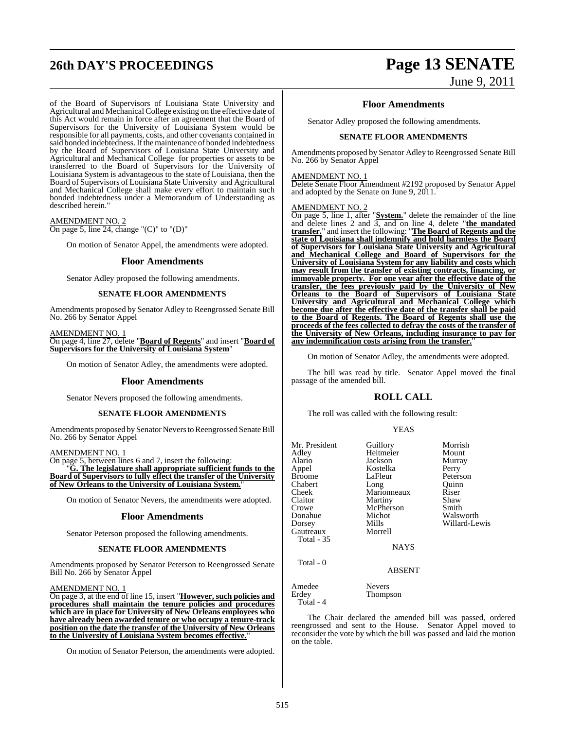of the Board of Supervisors of Louisiana State University and Agricultural and Mechanical College existing on the effective date of this Act would remain in force after an agreement that the Board of Supervisors for the University of Louisiana System would be responsible for all payments, costs, and other covenants contained in said bonded indebtedness. If the maintenance of bonded indebtedness by the Board of Supervisors of Louisiana State University and Agricultural and Mechanical College for properties or assets to be transferred to the Board of Supervisors for the University of Louisiana System is advantageous to the state of Louisiana, then the Board of Supervisors of Louisiana State University and Agricultural and Mechanical College shall make every effort to maintain such bonded indebtedness under a Memorandum of Understanding as described herein."

AMENDMENT NO. 2
On page 5, line 24, change "(C)" to "(D)"

On motion of Senator Appel, the amendments were adopted.

## Floor Amendments

Senator Adley proposed the following amendments.

### SENATE FLOOR AMENDMENTS

Amendments proposed by Senator Adley to Reengrossed Senate Bill No. 266 by Senator Appel

AMENDMENT NO. 1
On page 4, line 27, delete "**Board of Regents**" and insert "**Board of Supervisors for the University of Louisiana System**"

On motion of Senator Adley, the amendments were adopted.

## Floor Amendments

Senator Nevers proposed the following amendments.

### SENATE FLOOR AMENDMENTS

Amendments proposed by Senator Nevers to Reengrossed Senate Bill No. 266 by Senator Appel

AMENDMENT NO. 1
On page 5, between lines 6 and 7, insert the following:
"**G. The legislature shall appropriate sufficient funds to the Board of Supervisors to fully effect the transfer of the University of New Orleans to the University of Louisiana System.**"

On motion of Senator Nevers, the amendments were adopted.

## Floor Amendments

Senator Peterson proposed the following amendments.

### SENATE FLOOR AMENDMENTS

Amendments proposed by Senator Peterson to Reengrossed Senate Bill No. 266 by Senator Appel

AMENDMENT NO. 1
On page 3, at the end of line 15, insert "**However, such policies and procedures shall maintain the tenure policies and procedures which are in place for University of New Orleans employees who have already been awarded tenure or who occupy a tenure-track position on the date the transfer of the University of New Orleans to the University of Louisiana System becomes effective.**"

On motion of Senator Peterson, the amendments were adopted.

## Floor Amendments

Senator Adley proposed the following amendments.

### SENATE FLOOR AMENDMENTS

Amendments proposed by Senator Adley to Reengrossed Senate Bill No. 266 by Senator Appel

AMENDMENT NO. 1
Delete Senate Floor Amendment #2192 proposed by Senator Appel and adopted by the Senate on June 9, 2011.

AMENDMENT NO. 2
On page 5, line 1, after "**System.**" delete the remainder of the line and delete lines 2 and 3, and on line 4, delete "**the mandated transfer.**" and insert the following: "**The Board of Regents and the state of Louisiana shall indemnify and hold harmless the Board of Supervisors for Louisiana State University and Agricultural and Mechanical College and Board of Supervisors for the University of Louisiana System for any liability and costs which may result from the transfer of existing contracts, financing, or immovable property. For one year after the effective date of the transfer, the fees previously paid by the University of New Orleans to the Board of Supervisors of Louisiana State University and Agricultural and Mechanical College which become due after the effective date of the transfer shall be paid to the Board of Regents. The Board of Regents shall use the proceeds of the fees collected to defray the costs of the transfer of the University of New Orleans, including insurance to pay for any indemnification costs arising from the transfer.**"

On motion of Senator Adley, the amendments were adopted.

The bill was read by title. Senator Appel moved the final passage of the amended bill.

## ROLL CALL

The roll was called with the following result:

YEAS

| | | |
|---|---|---|
| Mr. President | Guillory | Morrish |
| Adley | Heitmeier | Mount |
| Alario | Jackson | Murray |
| Appel | Kostelka | Perry |
| Broome | LaFleur | Peterson |
| Chabert | Long | Quinn |
| Cheek | Marionneaux | Riser |
| Claitor | Martiny | Shaw |
| Crowe | McPherson | Smith |
| Donahue | Michot | Walsworth |
| Dorsey | Mills | Willard-Lewis |
| Gautreaux | Morrell | |

Total - 35

NAYS

Total - 0

ABSENT

| | |
|---|---|
| Amedee | Nevers |
| Erdey | Thompson |

Total - 4

The Chair declared the amended bill was passed, ordered reengrossed and sent to the House. Senator Appel moved to reconsider the vote by which the bill was passed and laid the motion on the table.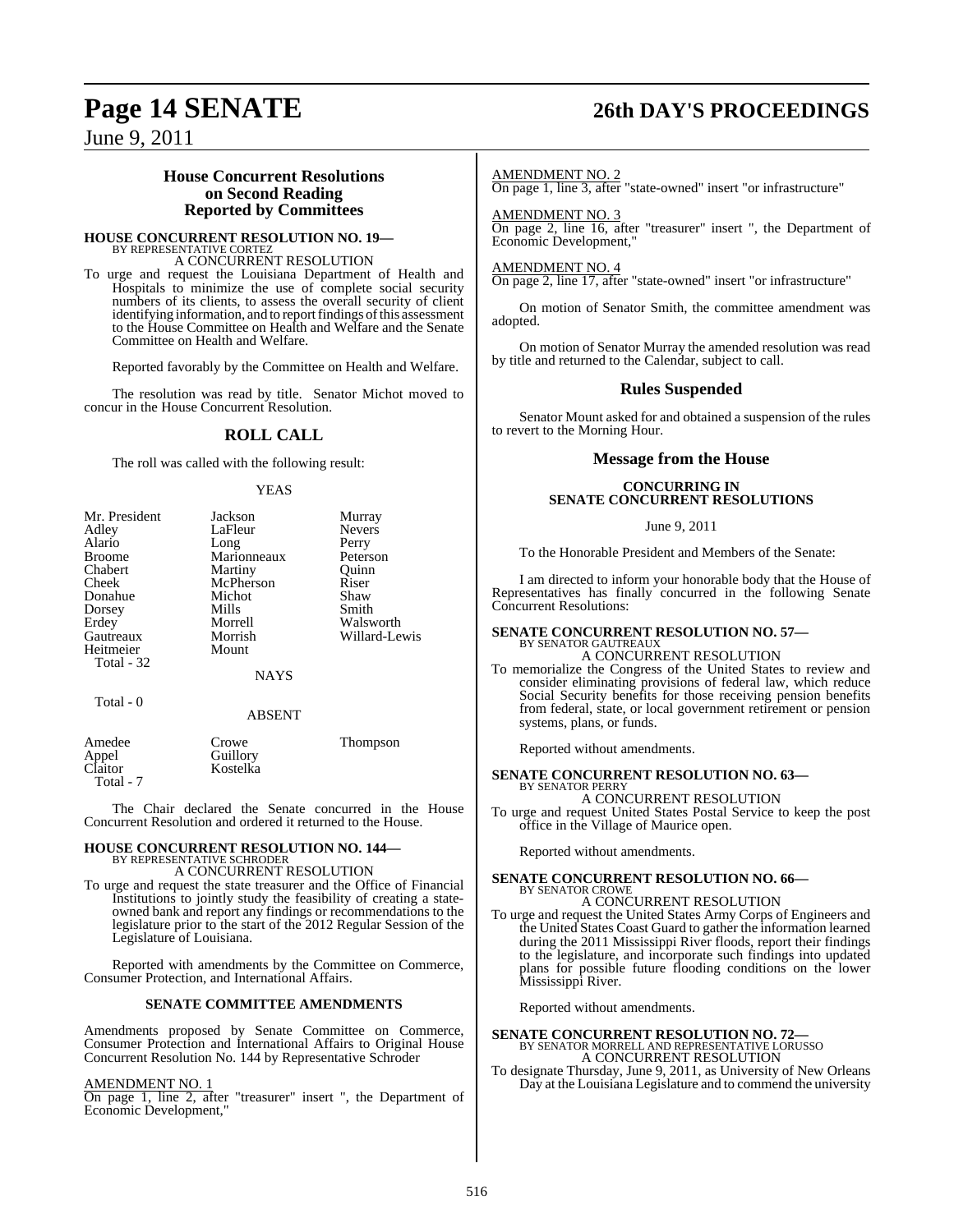### House Concurrent Resolutions on Second Reading Reported by Committees

**HOUSE CONCURRENT RESOLUTION NO. 19—**
BY REPRESENTATIVE CORTEZ
A CONCURRENT RESOLUTION

To urge and request the Louisiana Department of Health and Hospitals to minimize the use of complete social security numbers of its clients, to assess the overall security of client identifying information, and to report findings of this assessment to the House Committee on Health and Welfare and the Senate Committee on Health and Welfare.

Reported favorably by the Committee on Health and Welfare.

The resolution was read by title. Senator Michot moved to concur in the House Concurrent Resolution.

## ROLL CALL

The roll was called with the following result:

YEAS

| | | |
|---|---|---|
| Mr. President | Jackson | Murray |
| Adley | LaFleur | Nevers |
| Alario | Long | Perry |
| Broome | Marionneaux | Peterson |
| Chabert | Martiny | Quinn |
| Cheek | McPherson | Riser |
| Donahue | Michot | Shaw |
| Dorsey | Mills | Smith |
| Erdey | Morrell | Walsworth |
| Gautreaux | Morrish | Willard-Lewis |
| Heitmeier | Mount | |

Total - 32

NAYS

Total - 0

ABSENT

| | | |
|---|---|---|
| Amedee | Crowe | Thompson |
| Appel | Guillory | |
| Claitor | Kostelka | |

Total - 7

The Chair declared the Senate concurred in the House Concurrent Resolution and ordered it returned to the House.

**HOUSE CONCURRENT RESOLUTION NO. 144—**
BY REPRESENTATIVE SCHRODER
A CONCURRENT RESOLUTION

To urge and request the state treasurer and the Office of Financial Institutions to jointly study the feasibility of creating a state-owned bank and report any findings or recommendations to the legislature prior to the start of the 2012 Regular Session of the Legislature of Louisiana.

Reported with amendments by the Committee on Commerce, Consumer Protection, and International Affairs.

**SENATE COMMITTEE AMENDMENTS**

Amendments proposed by Senate Committee on Commerce, Consumer Protection and International Affairs to Original House Concurrent Resolution No. 144 by Representative Schroder

AMENDMENT NO. 1
On page 1, line 2, after "treasurer" insert ", the Department of Economic Development,"

AMENDMENT NO. 2
On page 1, line 3, after "state-owned" insert "or infrastructure"

AMENDMENT NO. 3
On page 2, line 16, after "treasurer" insert ", the Department of Economic Development,"

AMENDMENT NO. 4
On page 2, line 17, after "state-owned" insert "or infrastructure"

On motion of Senator Smith, the committee amendment was adopted.

On motion of Senator Murray the amended resolution was read by title and returned to the Calendar, subject to call.

## Rules Suspended

Senator Mount asked for and obtained a suspension of the rules to revert to the Morning Hour.

## Message from the House

**CONCURRING IN SENATE CONCURRENT RESOLUTIONS**

June 9, 2011

To the Honorable President and Members of the Senate:

I am directed to inform your honorable body that the House of Representatives has finally concurred in the following Senate Concurrent Resolutions:

**SENATE CONCURRENT RESOLUTION NO. 57—**
BY SENATOR GAUTREAUX
A CONCURRENT RESOLUTION

To memorialize the Congress of the United States to review and consider eliminating provisions of federal law, which reduce Social Security benefits for those receiving pension benefits from federal, state, or local government retirement or pension systems, plans, or funds.

Reported without amendments.

**SENATE CONCURRENT RESOLUTION NO. 63—**
BY SENATOR PERRY
A CONCURRENT RESOLUTION

To urge and request United States Postal Service to keep the post office in the Village of Maurice open.

Reported without amendments.

**SENATE CONCURRENT RESOLUTION NO. 66—**
BY SENATOR CROWE
A CONCURRENT RESOLUTION

To urge and request the United States Army Corps of Engineers and the United States Coast Guard to gather the information learned during the 2011 Mississippi River floods, report their findings to the legislature, and incorporate such findings into updated plans for possible future flooding conditions on the lower Mississippi River.

Reported without amendments.

**SENATE CONCURRENT RESOLUTION NO. 72—**
BY SENATOR MORRELL AND REPRESENTATIVE LORUSSO
A CONCURRENT RESOLUTION

To designate Thursday, June 9, 2011, as University of New Orleans Day at the Louisiana Legislature and to commend the university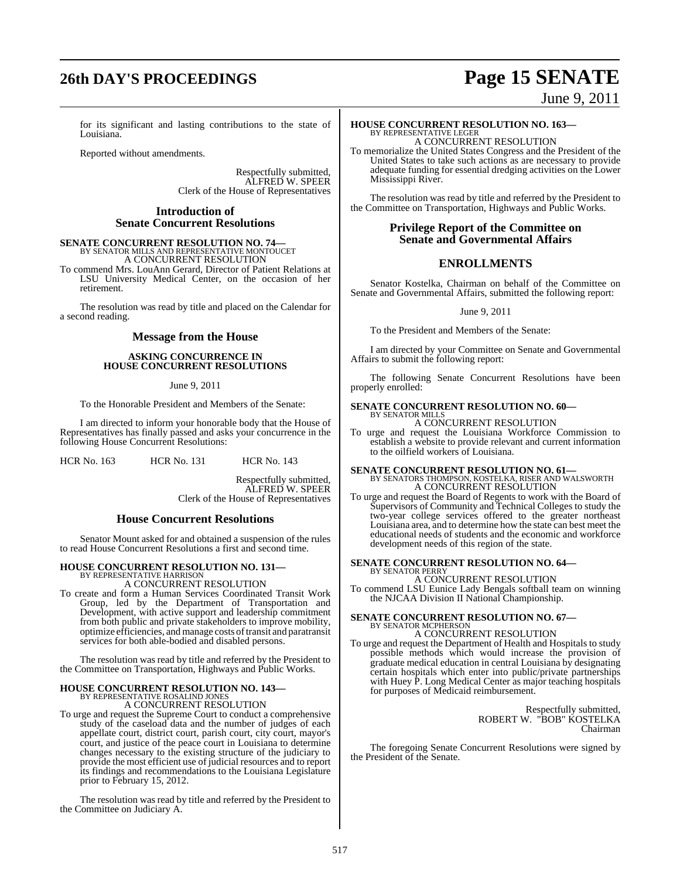for its significant and lasting contributions to the state of Louisiana.

Reported without amendments.

Respectfully submitted,
ALFRED W. SPEER
Clerk of the House of Representatives

## Introduction of Senate Concurrent Resolutions

**SENATE CONCURRENT RESOLUTION NO. 74—**
BY SENATOR MILLS AND REPRESENTATIVE MONTOUCET
A CONCURRENT RESOLUTION

To commend Mrs. LouAnn Gerard, Director of Patient Relations at LSU University Medical Center, on the occasion of her retirement.

The resolution was read by title and placed on the Calendar for a second reading.

## Message from the House

### ASKING CONCURRENCE IN HOUSE CONCURRENT RESOLUTIONS

June 9, 2011

To the Honorable President and Members of the Senate:

I am directed to inform your honorable body that the House of Representatives has finally passed and asks your concurrence in the following House Concurrent Resolutions:

HCR No. 163 HCR No. 131 HCR No. 143

Respectfully submitted,
ALFRED W. SPEER
Clerk of the House of Representatives

## House Concurrent Resolutions

Senator Mount asked for and obtained a suspension of the rules to read House Concurrent Resolutions a first and second time.

**HOUSE CONCURRENT RESOLUTION NO. 131—**
BY REPRESENTATIVE HARRISON
A CONCURRENT RESOLUTION

To create and form a Human Services Coordinated Transit Work Group, led by the Department of Transportation and Development, with active support and leadership commitment from both public and private stakeholders to improve mobility, optimize efficiencies, and manage costs of transit and paratransit services for both able-bodied and disabled persons.

The resolution was read by title and referred by the President to the Committee on Transportation, Highways and Public Works.

**HOUSE CONCURRENT RESOLUTION NO. 143—**
BY REPRESENTATIVE ROSALIND JONES
A CONCURRENT RESOLUTION

To urge and request the Supreme Court to conduct a comprehensive study of the caseload data and the number of judges of each appellate court, district court, parish court, city court, mayor's court, and justice of the peace court in Louisiana to determine changes necessary to the existing structure of the judiciary to provide the most efficient use of judicial resources and to report its findings and recommendations to the Louisiana Legislature prior to February 15, 2012.

The resolution was read by title and referred by the President to the Committee on Judiciary A.

**HOUSE CONCURRENT RESOLUTION NO. 163—**
BY REPRESENTATIVE LEGER
A CONCURRENT RESOLUTION

To memorialize the United States Congress and the President of the United States to take such actions as are necessary to provide adequate funding for essential dredging activities on the Lower Mississippi River.

The resolution was read by title and referred by the President to the Committee on Transportation, Highways and Public Works.

## Privilege Report of the Committee on Senate and Governmental Affairs

## ENROLLMENTS

Senator Kostelka, Chairman on behalf of the Committee on Senate and Governmental Affairs, submitted the following report:

June 9, 2011

To the President and Members of the Senate:

I am directed by your Committee on Senate and Governmental Affairs to submit the following report:

The following Senate Concurrent Resolutions have been properly enrolled:

**SENATE CONCURRENT RESOLUTION NO. 60—**
BY SENATOR MILLS
A CONCURRENT RESOLUTION

To urge and request the Louisiana Workforce Commission to establish a website to provide relevant and current information to the oilfield workers of Louisiana.

**SENATE CONCURRENT RESOLUTION NO. 61—**
BY SENATORS THOMPSON, KOSTELKA, RISER AND WALSWORTH
A CONCURRENT RESOLUTION

To urge and request the Board of Regents to work with the Board of Supervisors of Community and Technical Colleges to study the two-year college services offered to the greater northeast Louisiana area, and to determine how the state can best meet the educational needs of students and the economic and workforce development needs of this region of the state.

**SENATE CONCURRENT RESOLUTION NO. 64—**
BY SENATOR PERRY
A CONCURRENT RESOLUTION

To commend LSU Eunice Lady Bengals softball team on winning the NJCAA Division II National Championship.

**SENATE CONCURRENT RESOLUTION NO. 67—**
BY SENATOR MCPHERSON
A CONCURRENT RESOLUTION

To urge and request the Department of Health and Hospitals to study possible methods which would increase the provision of graduate medical education in central Louisiana by designating certain hospitals which enter into public/private partnerships with Huey P. Long Medical Center as major teaching hospitals for purposes of Medicaid reimbursement.

Respectfully submitted,
ROBERT W. "BOB" KOSTELKA
Chairman

The foregoing Senate Concurrent Resolutions were signed by the President of the Senate.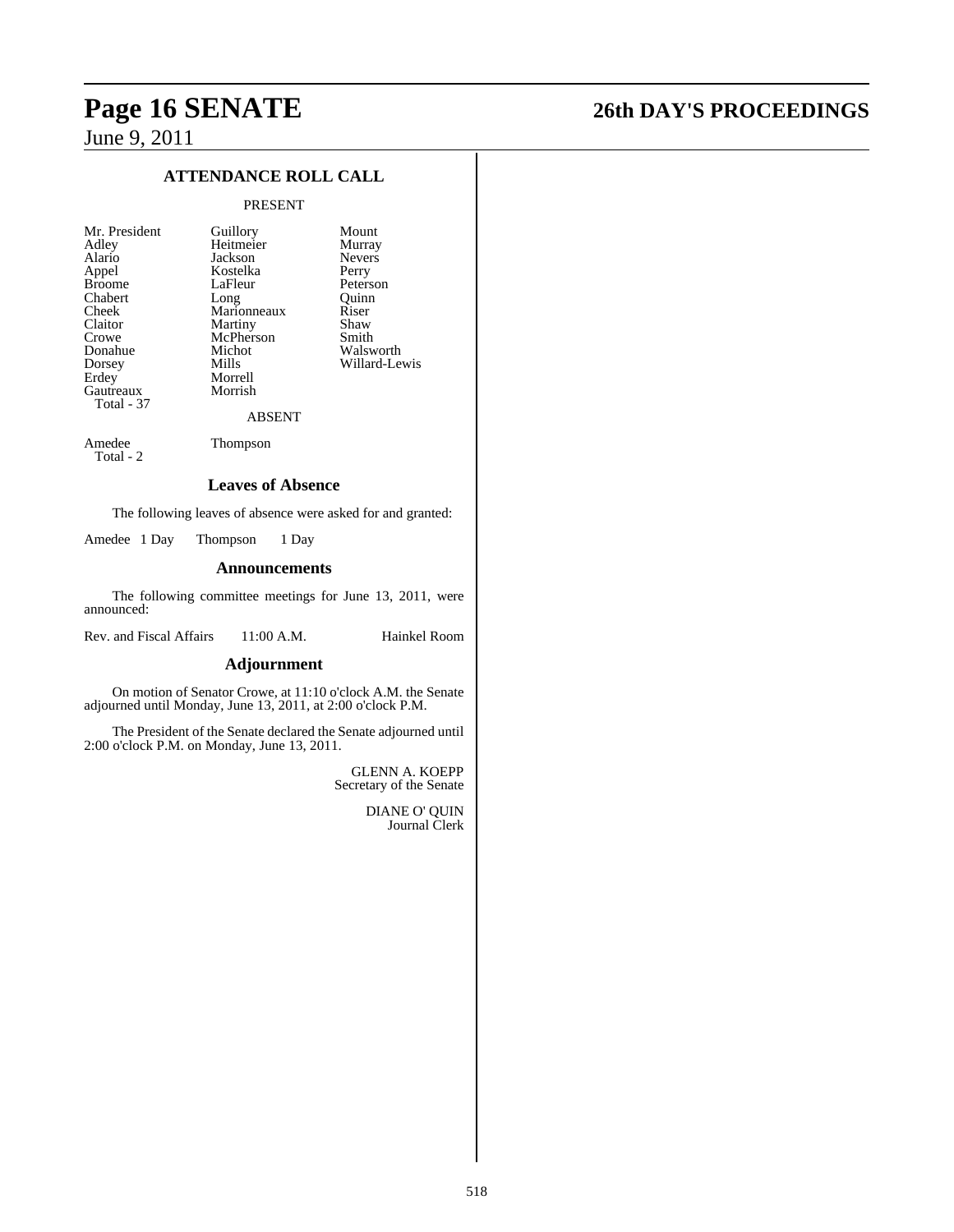## ATTENDANCE ROLL CALL

PRESENT

| | | |
|---|---|---|
| Mr. President | Guillory | Mount |
| Adley | Heitmeier | Murray |
| Alario | Jackson | Nevers |
| Appel | Kostelka | Perry |
| Broome | LaFleur | Peterson |
| Chabert | Long | Quinn |
| Cheek | Marionneaux | Riser |
| Claitor | Martiny | Shaw |
| Crowe | McPherson | Smith |
| Donahue | Michot | Walsworth |
| Dorsey | Mills | Willard-Lewis |
| Erdey | Morrell | |
| Gautreaux | Morrish | |

Total - 37

ABSENT

| | |
|---|---|
| Amedee | Thompson |

Total - 2

## Leaves of Absence

The following leaves of absence were asked for and granted:

Amedee 1 Day Thompson 1 Day

## Announcements

The following committee meetings for June 13, 2011, were announced:

Rev. and Fiscal Affairs 11:00 A.M. Hainkel Room

## Adjournment

On motion of Senator Crowe, at 11:10 o'clock A.M. the Senate adjourned until Monday, June 13, 2011, at 2:00 o'clock P.M.

The President of the Senate declared the Senate adjourned until 2:00 o'clock P.M. on Monday, June 13, 2011.

GLENN A. KOEPP
Secretary of the Senate

DIANE O' QUIN
Journal Clerk